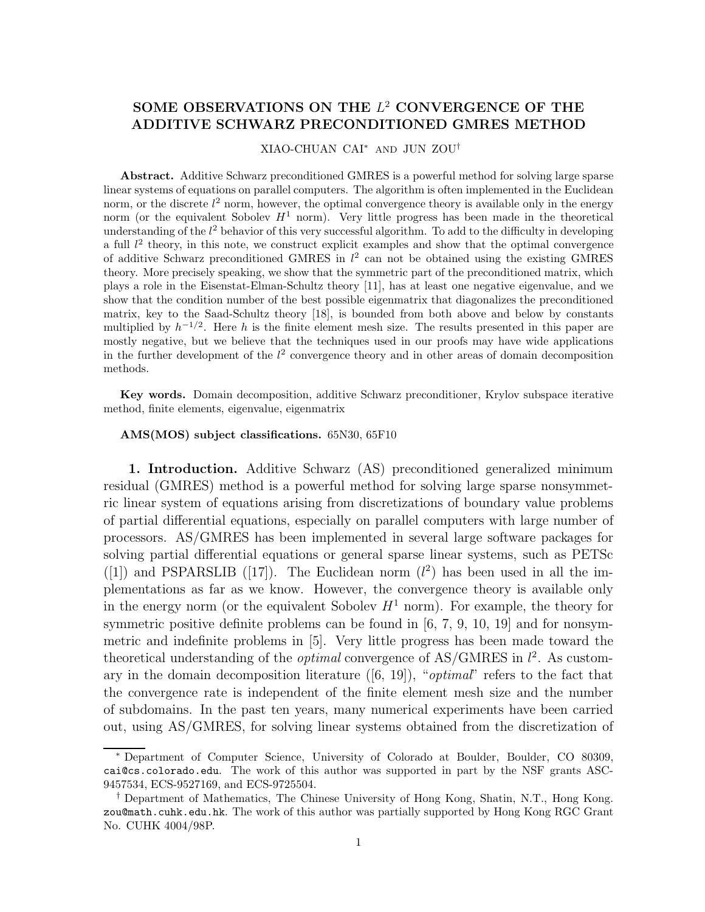# SOME OBSERVATIONS ON THE $L^2$ CONVERGENCE OF THE ADDITIVE SCHWARZ PRECONDITIONED GMRES METHOD

XIAO-CHUAN CAI* AND JUN ZOU†

**Abstract.** Additive Schwarz preconditioned GMRES is a powerful method for solving large sparse linear systems of equations on parallel computers. The algorithm is often implemented in the Euclidean norm, or the discrete $l^2$ norm, however, the optimal convergence theory is available only in the energy norm (or the equivalent Sobolev $H^1$ norm). Very little progress has been made in the theoretical understanding of the $l^2$ behavior of this very successful algorithm. To add to the difficulty in developing a full $l^2$ theory, in this note, we construct explicit examples and show that the optimal convergence of additive Schwarz preconditioned GMRES in $l^2$ can not be obtained using the existing GMRES theory. More precisely speaking, we show that the symmetric part of the preconditioned matrix, which plays a role in the Eisenstat-Elman-Schultz theory [11], has at least one negative eigenvalue, and we show that the condition number of the best possible eigenmatrix that diagonalizes the preconditioned matrix, key to the Saad-Schultz theory [18], is bounded from both above and below by constants multiplied by $h^{-1/2}$. Here $h$ is the finite element mesh size. The results presented in this paper are mostly negative, but we believe that the techniques used in our proofs may have wide applications in the further development of the $l^2$ convergence theory and in other areas of domain decomposition methods.

**Key words.** Domain decomposition, additive Schwarz preconditioner, Krylov subspace iterative method, finite elements, eigenvalue, eigenmatrix

**AMS(MOS) subject classifications.** 65N30, 65F10

## 1. Introduction.

Additive Schwarz (AS) preconditioned generalized minimum residual (GMRES) method is a powerful method for solving large sparse nonsymmetric linear system of equations arising from discretizations of boundary value problems of partial differential equations, especially on parallel computers with large number of processors. AS/GMRES has been implemented in several large software packages for solving partial differential equations or general sparse linear systems, such as PETSc ([1]) and PSPARSLIB ([17]). The Euclidean norm ($l^2$) has been used in all the implementations as far as we know. However, the convergence theory is available only in the energy norm (or the equivalent Sobolev $H^1$ norm). For example, the theory for symmetric positive definite problems can be found in [6, 7, 9, 10, 19] and for nonsymmetric and indefinite problems in [5]. Very little progress has been made toward the theoretical understanding of the *optimal* convergence of AS/GMRES in $l^2$. As customary in the domain decomposition literature ([6, 19]), "*optimal*" refers to the fact that the convergence rate is independent of the finite element mesh size and the number of subdomains. In the past ten years, many numerical experiments have been carried out, using AS/GMRES, for solving linear systems obtained from the discretization of

---

* Department of Computer Science, University of Colorado at Boulder, Boulder, CO 80309, cai@cs.colorado.edu. The work of this author was supported in part by the NSF grants ASC-9457534, ECS-9527169, and ECS-9725504.

† Department of Mathematics, The Chinese University of Hong Kong, Shatin, N.T., Hong Kong. zou@math.cuhk.edu.hk. The work of this author was partially supported by Hong Kong RGC Grant No. CUHK 4004/98P.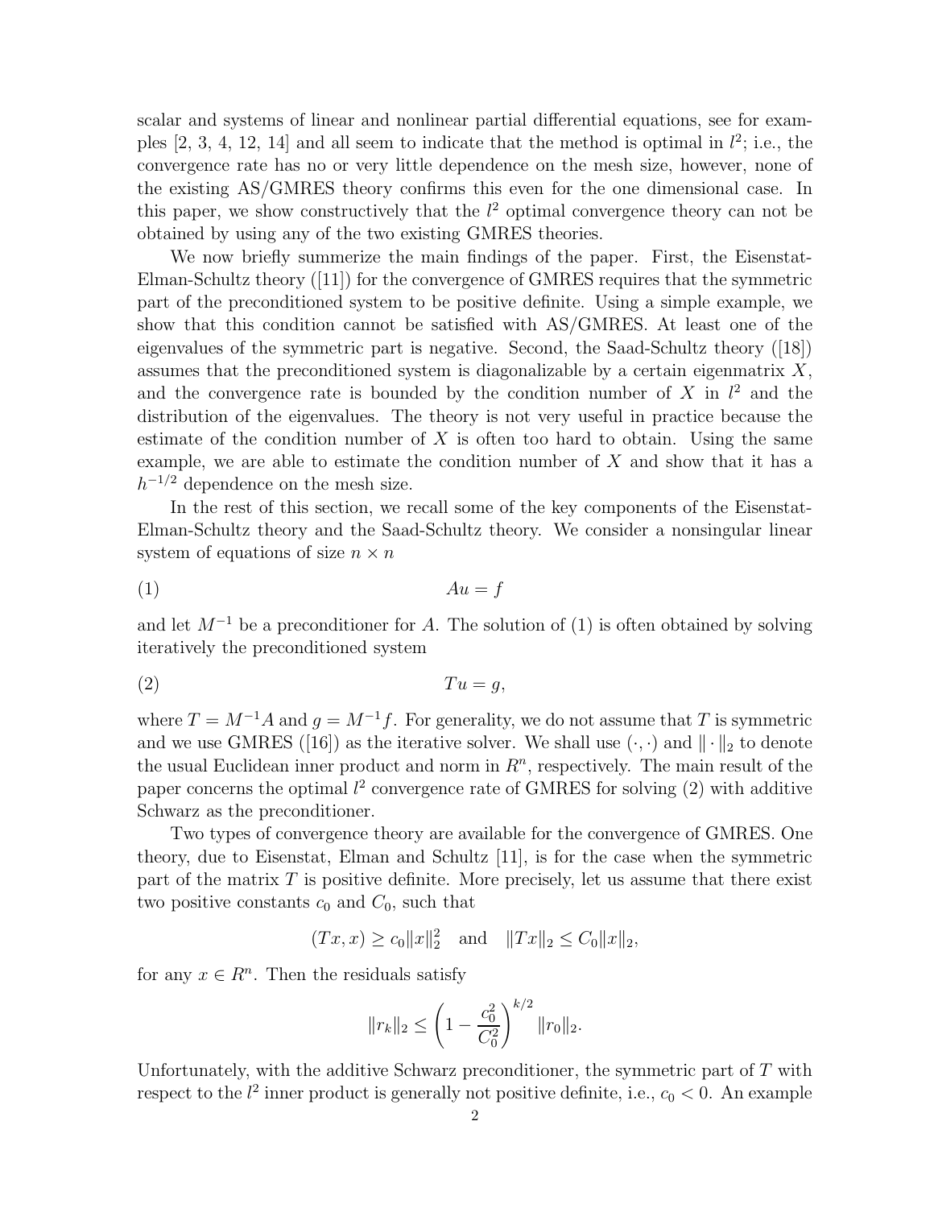scalar and systems of linear and nonlinear partial differential equations, see for examples [2, 3, 4, 12, 14] and all seem to indicate that the method is optimal in $l^2$; i.e., the convergence rate has no or very little dependence on the mesh size, however, none of the existing AS/GMRES theory confirms this even for the one dimensional case. In this paper, we show constructively that the $l^2$ optimal convergence theory can not be obtained by using any of the two existing GMRES theories.

We now briefly summerize the main findings of the paper. First, the Eisenstat-Elman-Schultz theory ([11]) for the convergence of GMRES requires that the symmetric part of the preconditioned system to be positive definite. Using a simple example, we show that this condition cannot be satisfied with AS/GMRES. At least one of the eigenvalues of the symmetric part is negative. Second, the Saad-Schultz theory ([18]) assumes that the preconditioned system is diagonalizable by a certain eigenmatrix $X$, and the convergence rate is bounded by the condition number of $X$ in $l^2$ and the distribution of the eigenvalues. The theory is not very useful in practice because the estimate of the condition number of $X$ is often too hard to obtain. Using the same example, we are able to estimate the condition number of $X$ and show that it has a $h^{-1/2}$ dependence on the mesh size.

In the rest of this section, we recall some of the key components of the Eisenstat-Elman-Schultz theory and the Saad-Schultz theory. We consider a nonsingular linear system of equations of size $n \times n$

$$Au = f \tag{1}$$

and let $M^{-1}$ be a preconditioner for $A$. The solution of (1) is often obtained by solving iteratively the preconditioned system

$$Tu = g, \tag{2}$$

where $T = M^{-1}A$ and $g = M^{-1}f$. For generality, we do not assume that $T$ is symmetric and we use GMRES ([16]) as the iterative solver. We shall use $(\cdot,\cdot)$ and $\|\cdot\|_2$ to denote the usual Euclidean inner product and norm in $R^n$, respectively. The main result of the paper concerns the optimal $l^2$ convergence rate of GMRES for solving (2) with additive Schwarz as the preconditioner.

Two types of convergence theory are available for the convergence of GMRES. One theory, due to Eisenstat, Elman and Schultz [11], is for the case when the symmetric part of the matrix $T$ is positive definite. More precisely, let us assume that there exist two positive constants $c_0$ and $C_0$, such that

$$(Tx, x) \geq c_0 \|x\|_2^2 \quad \text{and} \quad \|Tx\|_2 \leq C_0 \|x\|_2,$$

for any $x \in R^n$. Then the residuals satisfy

$$\|r_k\|_2 \leq \left(1 - \frac{c_0^2}{C_0^2}\right)^{k/2} \|r_0\|_2.$$

Unfortunately, with the additive Schwarz preconditioner, the symmetric part of $T$ with respect to the $l^2$ inner product is generally not positive definite, i.e., $c_0 < 0$. An example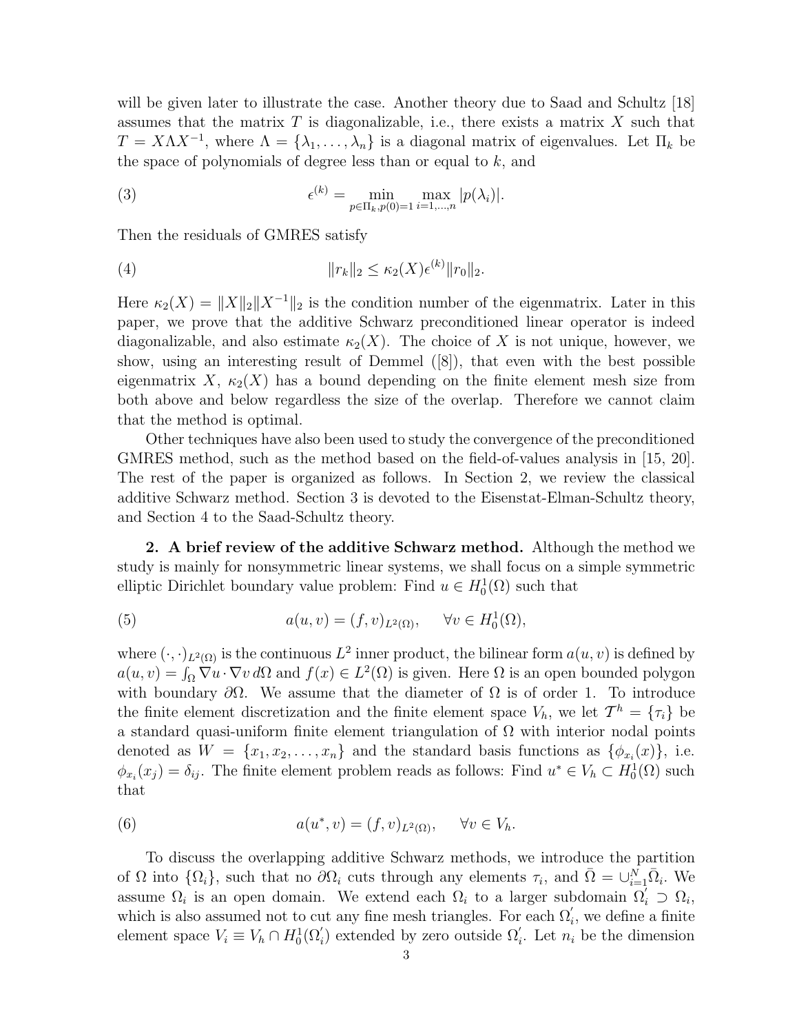will be given later to illustrate the case. Another theory due to Saad and Schultz [18] assumes that the matrix $T$ is diagonalizable, i.e., there exists a matrix $X$ such that $T = X\Lambda X^{-1}$, where $\Lambda = \{\lambda_1, \ldots, \lambda_n\}$ is a diagonal matrix of eigenvalues. Let $\Pi_k$ be the space of polynomials of degree less than or equal to $k$, and

$$\epsilon^{(k)} = \min_{p \in \Pi_k, p(0)=1} \max_{i=1,\ldots,n} |p(\lambda_i)|. \tag{3}$$

Then the residuals of GMRES satisfy

$$\|r_k\|_2 \leq \kappa_2(X)\epsilon^{(k)}\|r_0\|_2. \tag{4}$$

Here $\kappa_2(X) = \|X\|_2\|X^{-1}\|_2$ is the condition number of the eigenmatrix. Later in this paper, we prove that the additive Schwarz preconditioned linear operator is indeed diagonalizable, and also estimate $\kappa_2(X)$. The choice of $X$ is not unique, however, we show, using an interesting result of Demmel ([8]), that even with the best possible eigenmatrix $X$, $\kappa_2(X)$ has a bound depending on the finite element mesh size from both above and below regardless the size of the overlap. Therefore we cannot claim that the method is optimal.

Other techniques have also been used to study the convergence of the preconditioned GMRES method, such as the method based on the field-of-values analysis in [15, 20]. The rest of the paper is organized as follows. In Section 2, we review the classical additive Schwarz method. Section 3 is devoted to the Eisenstat-Elman-Schultz theory, and Section 4 to the Saad-Schultz theory.

**2. A brief review of the additive Schwarz method.** Although the method we study is mainly for nonsymmetric linear systems, we shall focus on a simple symmetric elliptic Dirichlet boundary value problem: Find $u \in H_0^1(\Omega)$ such that

$$a(u, v) = (f, v)_{L^2(\Omega)}, \qquad \forall v \in H_0^1(\Omega), \tag{5}$$

where $(\cdot,\cdot)_{L^2(\Omega)}$ is the continuous $L^2$ inner product, the bilinear form $a(u, v)$ is defined by $a(u, v) = \int_\Omega \nabla u \cdot \nabla v \, d\Omega$ and $f(x) \in L^2(\Omega)$ is given. Here $\Omega$ is an open bounded polygon with boundary $\partial\Omega$. We assume that the diameter of $\Omega$ is of order 1. To introduce the finite element discretization and the finite element space $V_h$, we let $\mathcal{T}^h = \{\tau_i\}$ be a standard quasi-uniform finite element triangulation of $\Omega$ with interior nodal points denoted as $W = \{x_1, x_2, \ldots, x_n\}$ and the standard basis functions as $\{\phi_{x_i}(x)\}$, i.e. $\phi_{x_i}(x_j) = \delta_{ij}$. The finite element problem reads as follows: Find $u^* \in V_h \subset H_0^1(\Omega)$ such that

$$a(u^*, v) = (f, v)_{L^2(\Omega)}, \qquad \forall v \in V_h. \tag{6}$$

To discuss the overlapping additive Schwarz methods, we introduce the partition of $\Omega$ into $\{\Omega_i\}$, such that no $\partial\Omega_i$ cuts through any elements $\tau_i$, and $\bar{\Omega} = \cup_{i=1}^N \bar{\Omega}_i$. We assume $\Omega_i$ is an open domain. We extend each $\Omega_i$ to a larger subdomain $\Omega_i' \supset \Omega_i$, which is also assumed not to cut any fine mesh triangles. For each $\Omega_i'$, we define a finite element space $V_i \equiv V_h \cap H_0^1(\Omega_i')$ extended by zero outside $\Omega_i'$. Let $n_i$ be the dimension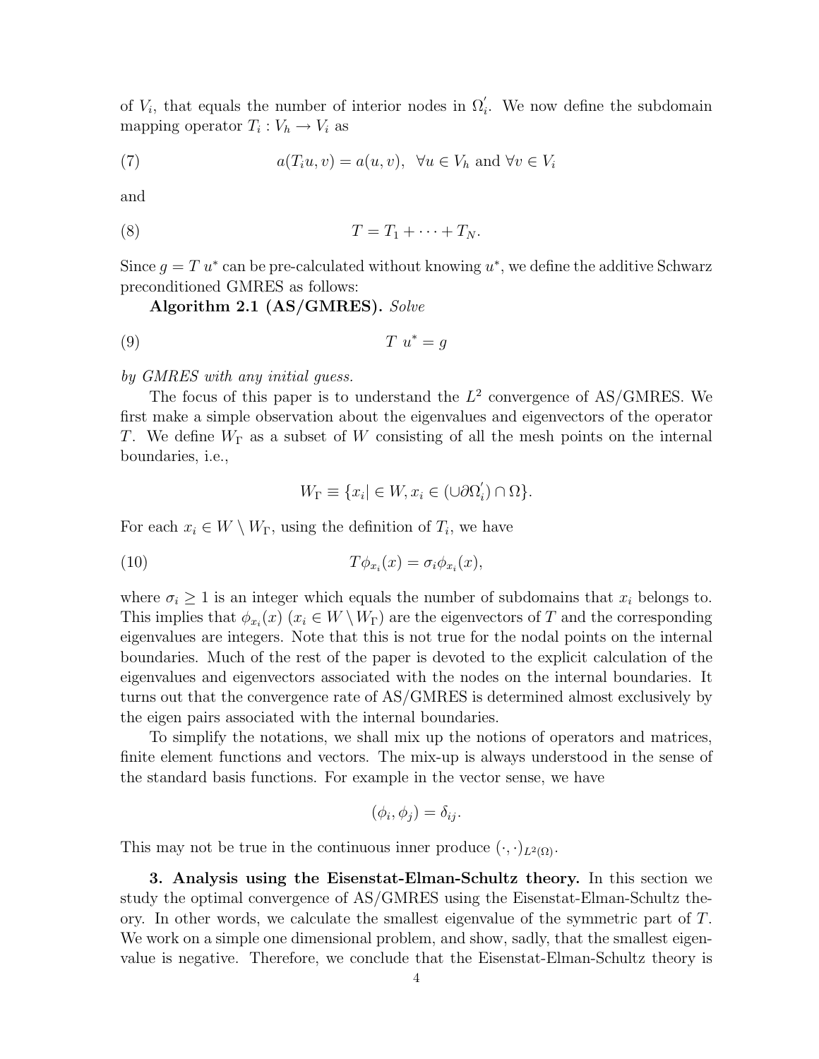of $V_i$, that equals the number of interior nodes in $\Omega_i'$. We now define the subdomain mapping operator $T_i : V_h \to V_i$ as

$$a(T_i u, v) = a(u, v), \quad \forall u \in V_h \text{ and } \forall v \in V_i \tag{7}$$

and

$$T = T_1 + \cdots + T_N. \tag{8}$$

Since $g = T\ u^*$ can be pre-calculated without knowing $u^*$, we define the additive Schwarz preconditioned GMRES as follows:

**Algorithm 2.1 (AS/GMRES).** *Solve*

$$T\ u^* = g \tag{9}$$

*by GMRES with any initial guess.*

The focus of this paper is to understand the $L^2$ convergence of AS/GMRES. We first make a simple observation about the eigenvalues and eigenvectors of the operator $T$. We define $W_\Gamma$ as a subset of $W$ consisting of all the mesh points on the internal boundaries, i.e.,

$$W_\Gamma \equiv \{x_i | \in W, x_i \in (\cup \partial \Omega_i') \cap \Omega\}.$$

For each $x_i \in W \setminus W_\Gamma$, using the definition of $T_i$, we have

$$T\phi_{x_i}(x) = \sigma_i \phi_{x_i}(x), \tag{10}$$

where $\sigma_i \geq 1$ is an integer which equals the number of subdomains that $x_i$ belongs to. This implies that $\phi_{x_i}(x)$ ($x_i \in W \setminus W_\Gamma$) are the eigenvectors of $T$ and the corresponding eigenvalues are integers. Note that this is not true for the nodal points on the internal boundaries. Much of the rest of the paper is devoted to the explicit calculation of the eigenvalues and eigenvectors associated with the nodes on the internal boundaries. It turns out that the convergence rate of AS/GMRES is determined almost exclusively by the eigen pairs associated with the internal boundaries.

To simplify the notations, we shall mix up the notions of operators and matrices, finite element functions and vectors. The mix-up is always understood in the sense of the standard basis functions. For example in the vector sense, we have

$$(\phi_i, \phi_j) = \delta_{ij}.$$

This may not be true in the continuous inner produce $(\cdot, \cdot)_{L^2(\Omega)}$.

**3. Analysis using the Eisenstat-Elman-Schultz theory.** In this section we study the optimal convergence of AS/GMRES using the Eisenstat-Elman-Schultz theory. In other words, we calculate the smallest eigenvalue of the symmetric part of $T$. We work on a simple one dimensional problem, and show, sadly, that the smallest eigenvalue is negative. Therefore, we conclude that the Eisenstat-Elman-Schultz theory is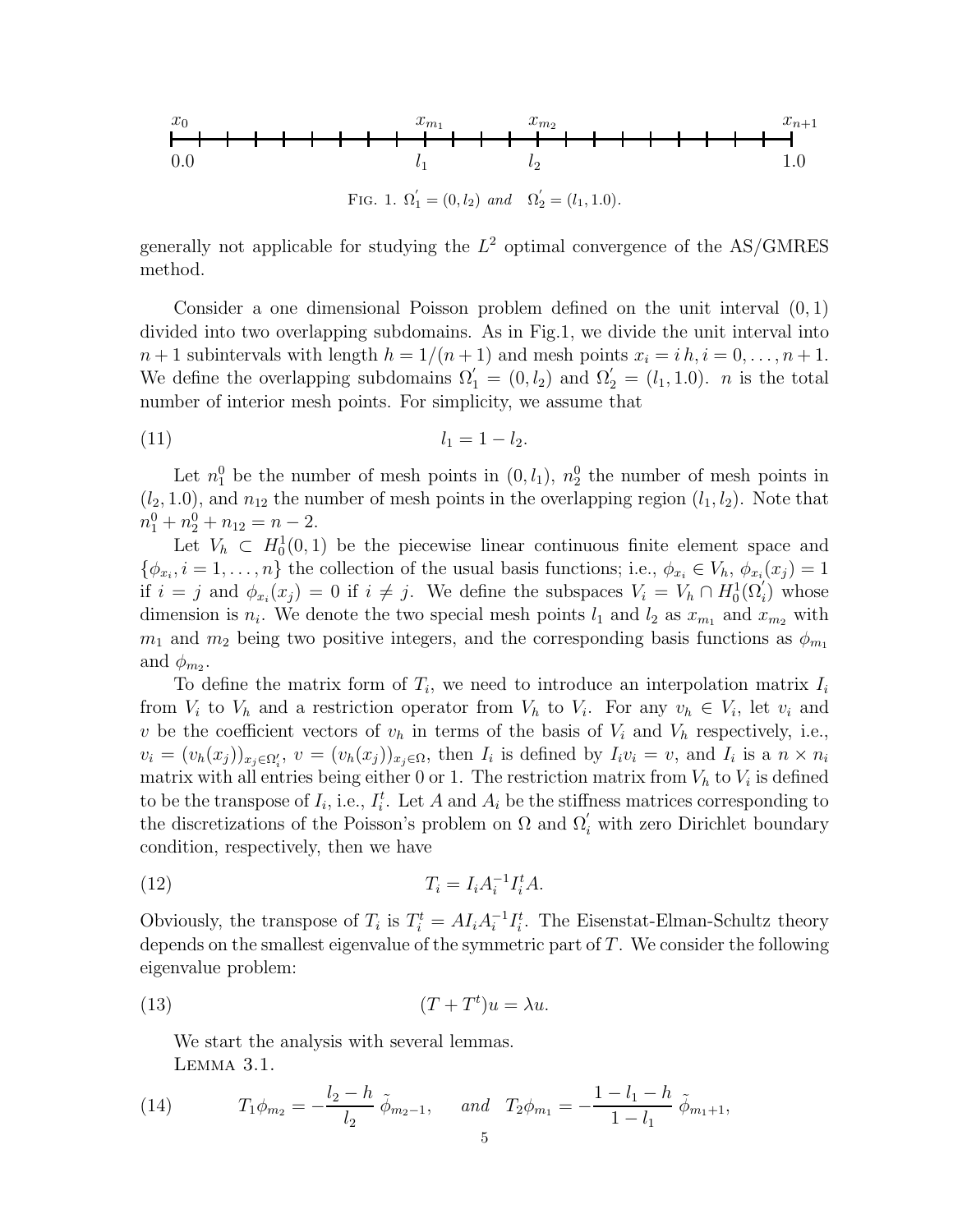$x_0$ $x_{m_1}$ $x_{m_2}$ $x_{n+1}$

0.0 $l_1$ $l_2$ 1.0

FIG. 1. $\Omega_1^{'} = (0, l_2)$ *and* $\Omega_2^{'} = (l_1, 1.0)$.

generally not applicable for studying the $L^2$ optimal convergence of the AS/GMRES method.

Consider a one dimensional Poisson problem defined on the unit interval $(0, 1)$ divided into two overlapping subdomains. As in Fig.1, we divide the unit interval into $n+1$ subintervals with length $h = 1/(n+1)$ and mesh points $x_i = i\,h, i = 0, \ldots, n+1$. We define the overlapping subdomains $\Omega_1^{'} = (0, l_2)$ and $\Omega_2^{'} = (l_1, 1.0)$. $n$ is the total number of interior mesh points. For simplicity, we assume that

$$l_1 = 1 - l_2. \tag{11}$$

Let $n_1^0$ be the number of mesh points in $(0, l_1)$, $n_2^0$ the number of mesh points in $(l_2, 1.0)$, and $n_{12}$ the number of mesh points in the overlapping region $(l_1, l_2)$. Note that $n_1^0 + n_2^0 + n_{12} = n - 2$.

Let $V_h \subset H_0^1(0, 1)$ be the piecewise linear continuous finite element space and $\{\phi_{x_i}, i = 1, \ldots, n\}$ the collection of the usual basis functions; i.e., $\phi_{x_i} \in V_h$, $\phi_{x_i}(x_j) = 1$ if $i = j$ and $\phi_{x_i}(x_j) = 0$ if $i \neq j$. We define the subspaces $V_i = V_h \cap H_0^1(\Omega_i^{'})$ whose dimension is $n_i$. We denote the two special mesh points $l_1$ and $l_2$ as $x_{m_1}$ and $x_{m_2}$ with $m_1$ and $m_2$ being two positive integers, and the corresponding basis functions as $\phi_{m_1}$ and $\phi_{m_2}$.

To define the matrix form of $T_i$, we need to introduce an interpolation matrix $I_i$ from $V_i$ to $V_h$ and a restriction operator from $V_h$ to $V_i$. For any $v_h \in V_i$, let $v_i$ and $v$ be the coefficient vectors of $v_h$ in terms of the basis of $V_i$ and $V_h$ respectively, i.e., $v_i = (v_h(x_j))_{x_j \in \Omega_i^{'}}$, $v = (v_h(x_j))_{x_j \in \Omega}$, then $I_i$ is defined by $I_i v_i = v$, and $I_i$ is a $n \times n_i$ matrix with all entries being either 0 or 1. The restriction matrix from $V_h$ to $V_i$ is defined to be the transpose of $I_i$, i.e., $I_i^t$. Let $A$ and $A_i$ be the stiffness matrices corresponding to the discretizations of the Poisson's problem on $\Omega$ and $\Omega_i^{'}$ with zero Dirichlet boundary condition, respectively, then we have

$$T_i = I_i A_i^{-1} I_i^t A. \tag{12}$$

Obviously, the transpose of $T_i$ is $T_i^t = A I_i A_i^{-1} I_i^t$. The Eisenstat-Elman-Schultz theory depends on the smallest eigenvalue of the symmetric part of $T$. We consider the following eigenvalue problem:

$$(T + T^t)u = \lambda u. \tag{13}$$

We start the analysis with several lemmas.

LEMMA 3.1.

$$T_1 \phi_{m_2} = -\frac{l_2 - h}{l_2}\, \tilde{\phi}_{m_2 - 1}, \quad \textit{and} \quad T_2 \phi_{m_1} = -\frac{1 - l_1 - h}{1 - l_1}\, \tilde{\phi}_{m_1 + 1}, \tag{14}$$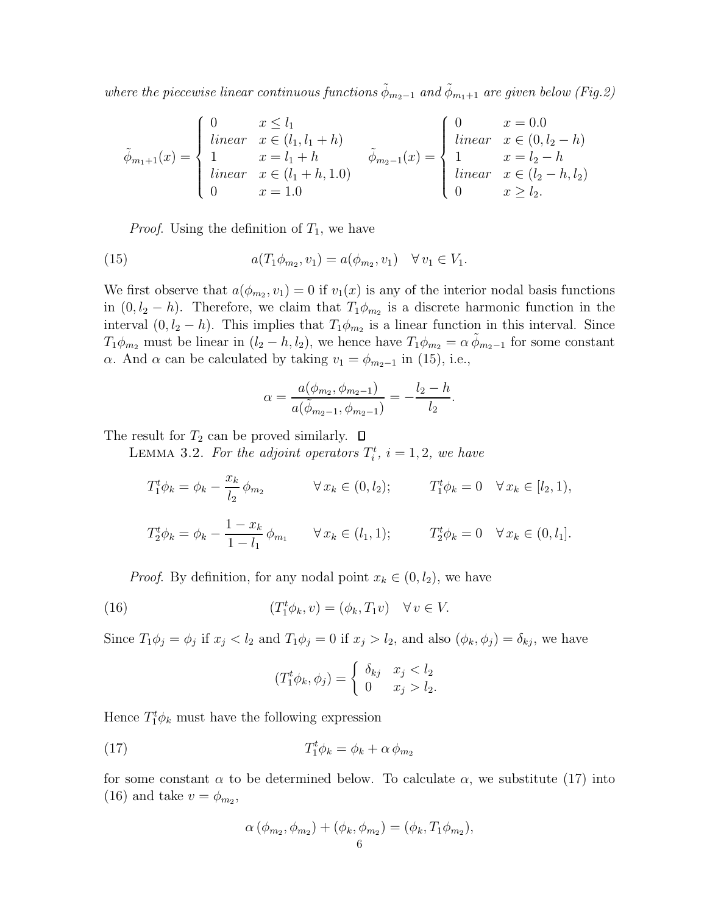*where the piecewise linear continuous functions $\tilde{\phi}_{m_2-1}$ and $\tilde{\phi}_{m_1+1}$ are given below (Fig.2)*

$$
\tilde{\phi}_{m_1+1}(x) = \begin{cases} 0 & x \le l_1 \\ linear & x \in (l_1, l_1+h) \\ 1 & x = l_1 + h \\ linear & x \in (l_1+h, 1.0) \\ 0 & x = 1.0 \end{cases} \qquad \tilde{\phi}_{m_2-1}(x) = \begin{cases} 0 & x = 0.0 \\ linear & x \in (0, l_2 - h) \\ 1 & x = l_2 - h \\ linear & x \in (l_2 - h, l_2) \\ 0 & x \ge l_2. \end{cases}
$$

*Proof.* Using the definition of $T_1$, we have

$$
a(T_1\phi_{m_2}, v_1) = a(\phi_{m_2}, v_1) \quad \forall\, v_1 \in V_1. \tag{15}
$$

We first observe that $a(\phi_{m_2}, v_1) = 0$ if $v_1(x)$ is any of the interior nodal basis functions in $(0, l_2 - h)$. Therefore, we claim that $T_1\phi_{m_2}$ is a discrete harmonic function in the interval $(0, l_2 - h)$. This implies that $T_1\phi_{m_2}$ is a linear function in this interval. Since $T_1\phi_{m_2}$ must be linear in $(l_2 - h, l_2)$, we hence have $T_1\phi_{m_2} = \alpha\, \tilde{\phi}_{m_2-1}$ for some constant $\alpha$. And $\alpha$ can be calculated by taking $v_1 = \phi_{m_2-1}$ in (15), i.e.,

$$
\alpha = \frac{a(\phi_{m_2}, \phi_{m_2-1})}{a(\tilde{\phi}_{m_2-1}, \phi_{m_2-1})} = -\frac{l_2 - h}{l_2}.
$$

The result for $T_2$ can be proved similarly. ◻

LEMMA 3.2. *For the adjoint operators $T_i^t$, $i = 1, 2$, we have*

$$
T_1^t\phi_k = \phi_k - \frac{x_k}{l_2}\,\phi_{m_2} \qquad \forall\, x_k \in (0, l_2); \qquad T_1^t\phi_k = 0 \quad \forall\, x_k \in [l_2, 1),
$$

$$
T_2^t\phi_k = \phi_k - \frac{1 - x_k}{1 - l_1}\,\phi_{m_1} \qquad \forall\, x_k \in (l_1, 1); \qquad T_2^t\phi_k = 0 \quad \forall\, x_k \in (0, l_1].
$$

*Proof.* By definition, for any nodal point $x_k \in (0, l_2)$, we have

$$
(T_1^t\phi_k, v) = (\phi_k, T_1 v) \quad \forall\, v \in V. \tag{16}
$$

Since $T_1\phi_j = \phi_j$ if $x_j < l_2$ and $T_1\phi_j = 0$ if $x_j > l_2$, and also $(\phi_k, \phi_j) = \delta_{kj}$, we have

$$
(T_1^t\phi_k, \phi_j) = \begin{cases} \delta_{kj} & x_j < l_2 \\ 0 & x_j > l_2. \end{cases}
$$

Hence $T_1^t\phi_k$ must have the following expression

$$
T_1^t\phi_k = \phi_k + \alpha\,\phi_{m_2} \tag{17}
$$

for some constant $\alpha$ to be determined below. To calculate $\alpha$, we substitute (17) into (16) and take $v = \phi_{m_2}$,

$$
\alpha\,(\phi_{m_2}, \phi_{m_2}) + (\phi_k, \phi_{m_2}) = (\phi_k, T_1\phi_{m_2}),
$$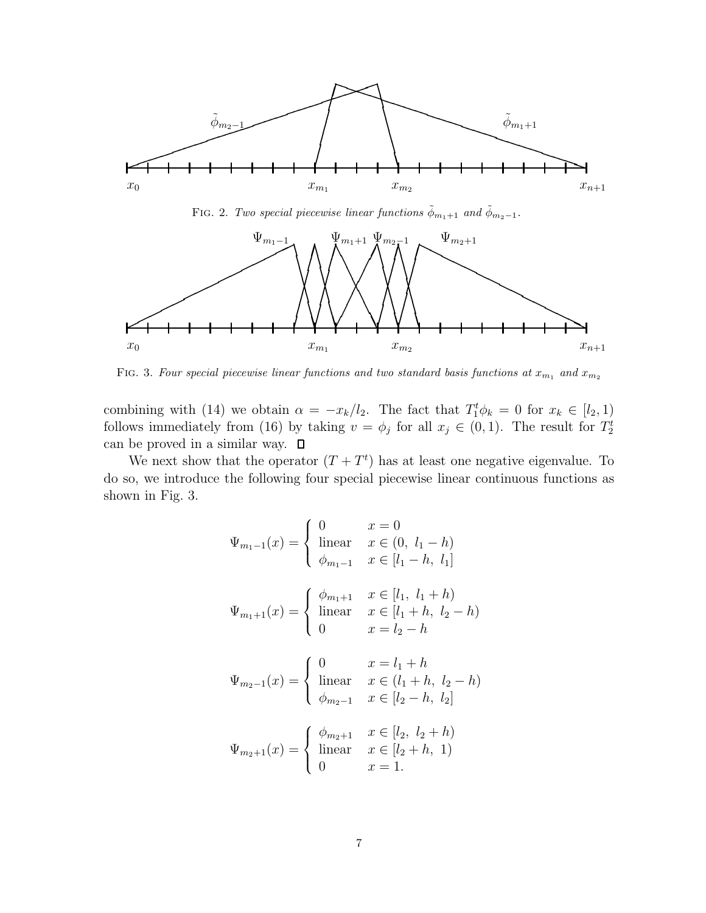FIG. 2. *Two special piecewise linear functions $\tilde{\phi}_{m_1+1}$ and $\tilde{\phi}_{m_2-1}$.*

FIG. 3. *Four special piecewise linear functions and two standard basis functions at $x_{m_1}$ and $x_{m_2}$*

combining with (14) we obtain $\alpha = -x_k/l_2$. The fact that $T_1^t\phi_k = 0$ for $x_k \in [l_2, 1)$ follows immediately from (16) by taking $v = \phi_j$ for all $x_j \in (0, 1)$. The result for $T_2^t$ can be proved in a similar way. $\square$

We next show that the operator $(T + T^t)$ has at least one negative eigenvalue. To do so, we introduce the following four special piecewise linear continuous functions as shown in Fig. 3.

$$\Psi_{m_1-1}(x) = \begin{cases} 0 & x = 0 \\ \text{linear} & x \in (0,\ l_1 - h) \\ \phi_{m_1-1} & x \in [l_1 - h,\ l_1] \end{cases}$$

$$\Psi_{m_1+1}(x) = \begin{cases} \phi_{m_1+1} & x \in [l_1,\ l_1 + h) \\ \text{linear} & x \in [l_1 + h,\ l_2 - h) \\ 0 & x = l_2 - h \end{cases}$$

$$\Psi_{m_2-1}(x) = \begin{cases} 0 & x = l_1 + h \\ \text{linear} & x \in (l_1 + h,\ l_2 - h) \\ \phi_{m_2-1} & x \in [l_2 - h,\ l_2] \end{cases}$$

$$\Psi_{m_2+1}(x) = \begin{cases} \phi_{m_2+1} & x \in [l_2,\ l_2 + h) \\ \text{linear} & x \in [l_2 + h,\ 1) \\ 0 & x = 1. \end{cases}$$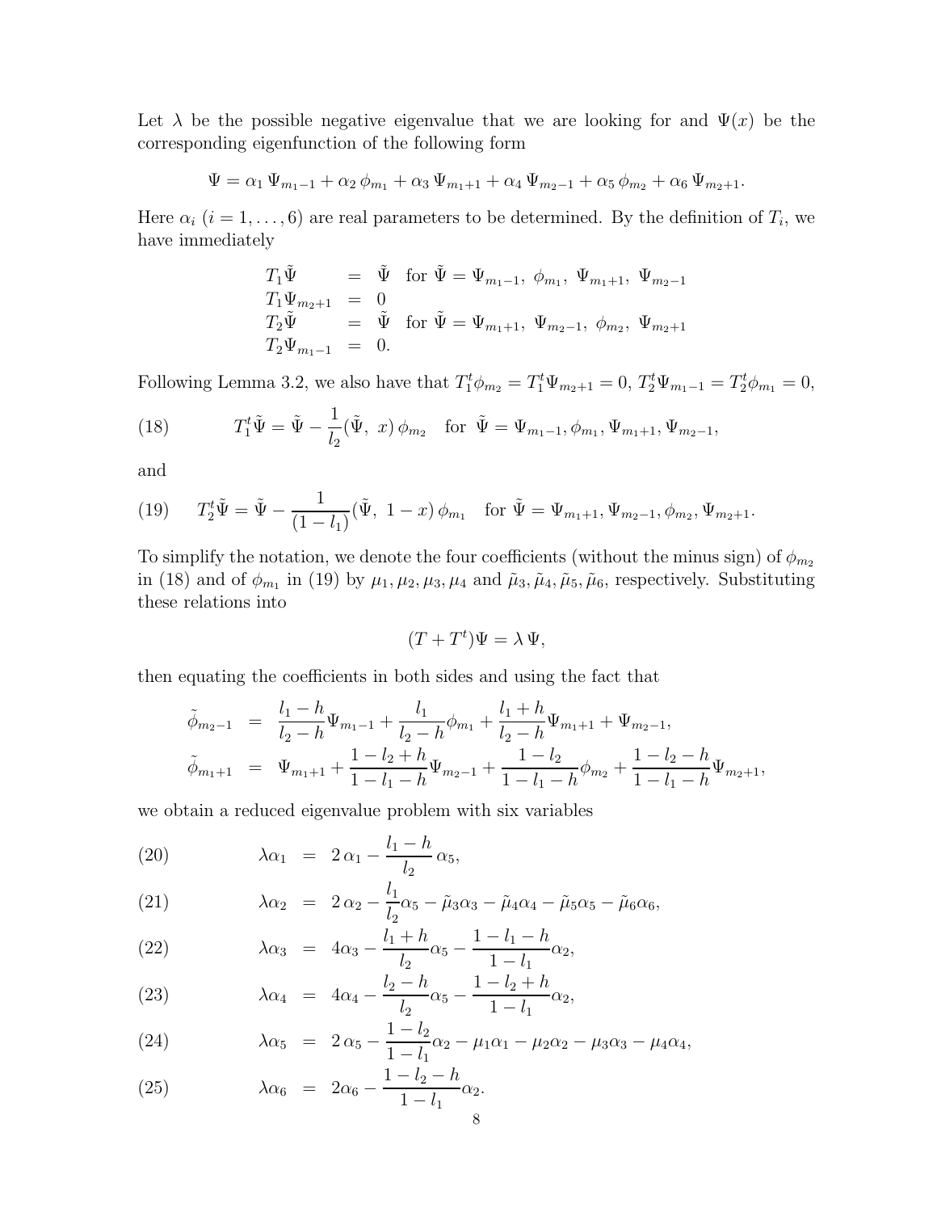Let $\lambda$ be the possible negative eigenvalue that we are looking for and $\Psi(x)$ be the corresponding eigenfunction of the following form

$$\Psi = \alpha_1 \Psi_{m_1-1} + \alpha_2 \phi_{m_1} + \alpha_3 \Psi_{m_1+1} + \alpha_4 \Psi_{m_2-1} + \alpha_5 \phi_{m_2} + \alpha_6 \Psi_{m_2+1}.$$

Here $\alpha_i$ $(i = 1, \ldots, 6)$ are real parameters to be determined. By the definition of $T_i$, we have immediately

$$\begin{array}{lll} T_1\tilde{\Psi} & = & \tilde{\Psi} \quad \text{for } \tilde{\Psi} = \Psi_{m_1-1},\ \phi_{m_1},\ \Psi_{m_1+1},\ \Psi_{m_2-1} \\ T_1\Psi_{m_2+1} & = & 0 \\ T_2\tilde{\Psi} & = & \tilde{\Psi} \quad \text{for } \tilde{\Psi} = \Psi_{m_1+1},\ \Psi_{m_2-1},\ \phi_{m_2},\ \Psi_{m_2+1} \\ T_2\Psi_{m_1-1} & = & 0. \end{array}$$

Following Lemma 3.2, we also have that $T_1^t\phi_{m_2} = T_1^t\Psi_{m_2+1} = 0$, $T_2^t\Psi_{m_1-1} = T_2^t\phi_{m_1} = 0$,

$$T_1^t\tilde{\Psi} = \tilde{\Psi} - \frac{1}{l_2}(\tilde{\Psi},\ x)\,\phi_{m_2} \quad \text{for } \tilde{\Psi} = \Psi_{m_1-1}, \phi_{m_1}, \Psi_{m_1+1}, \Psi_{m_2-1}, \tag{18}$$

and

$$T_2^t\tilde{\Psi} = \tilde{\Psi} - \frac{1}{(1-l_1)}(\tilde{\Psi},\ 1-x)\,\phi_{m_1} \quad \text{for } \tilde{\Psi} = \Psi_{m_1+1}, \Psi_{m_2-1}, \phi_{m_2}, \Psi_{m_2+1}. \tag{19}$$

To simplify the notation, we denote the four coefficients (without the minus sign) of $\phi_{m_2}$ in (18) and of $\phi_{m_1}$ in (19) by $\mu_1, \mu_2, \mu_3, \mu_4$ and $\tilde{\mu}_3, \tilde{\mu}_4, \tilde{\mu}_5, \tilde{\mu}_6$, respectively. Substituting these relations into

$$(T + T^t)\Psi = \lambda\,\Psi,$$

then equating the coefficients in both sides and using the fact that

$$\begin{aligned} \tilde{\phi}_{m_2-1} &= \frac{l_1 - h}{l_2 - h}\Psi_{m_1-1} + \frac{l_1}{l_2 - h}\phi_{m_1} + \frac{l_1 + h}{l_2 - h}\Psi_{m_1+1} + \Psi_{m_2-1}, \\ \tilde{\phi}_{m_1+1} &= \Psi_{m_1+1} + \frac{1 - l_2 + h}{1 - l_1 - h}\Psi_{m_2-1} + \frac{1 - l_2}{1 - l_1 - h}\phi_{m_2} + \frac{1 - l_2 - h}{1 - l_1 - h}\Psi_{m_2+1}, \end{aligned}$$

we obtain a reduced eigenvalue problem with six variables

$$\lambda\alpha_1 = 2\,\alpha_1 - \frac{l_1 - h}{l_2}\,\alpha_5, \tag{20}$$

$$\lambda\alpha_2 = 2\,\alpha_2 - \frac{l_1}{l_2}\alpha_5 - \tilde{\mu}_3\alpha_3 - \tilde{\mu}_4\alpha_4 - \tilde{\mu}_5\alpha_5 - \tilde{\mu}_6\alpha_6, \tag{21}$$

$$\lambda\alpha_3 = 4\alpha_3 - \frac{l_1 + h}{l_2}\alpha_5 - \frac{1 - l_1 - h}{1 - l_1}\alpha_2, \tag{22}$$

$$\lambda\alpha_4 = 4\alpha_4 - \frac{l_2 - h}{l_2}\alpha_5 - \frac{1 - l_2 + h}{1 - l_1}\alpha_2, \tag{23}$$

$$\lambda\alpha_5 = 2\,\alpha_5 - \frac{1 - l_2}{1 - l_1}\alpha_2 - \mu_1\alpha_1 - \mu_2\alpha_2 - \mu_3\alpha_3 - \mu_4\alpha_4, \tag{24}$$

$$\lambda\alpha_6 = 2\alpha_6 - \frac{1 - l_2 - h}{1 - l_1}\alpha_2. \tag{25}$$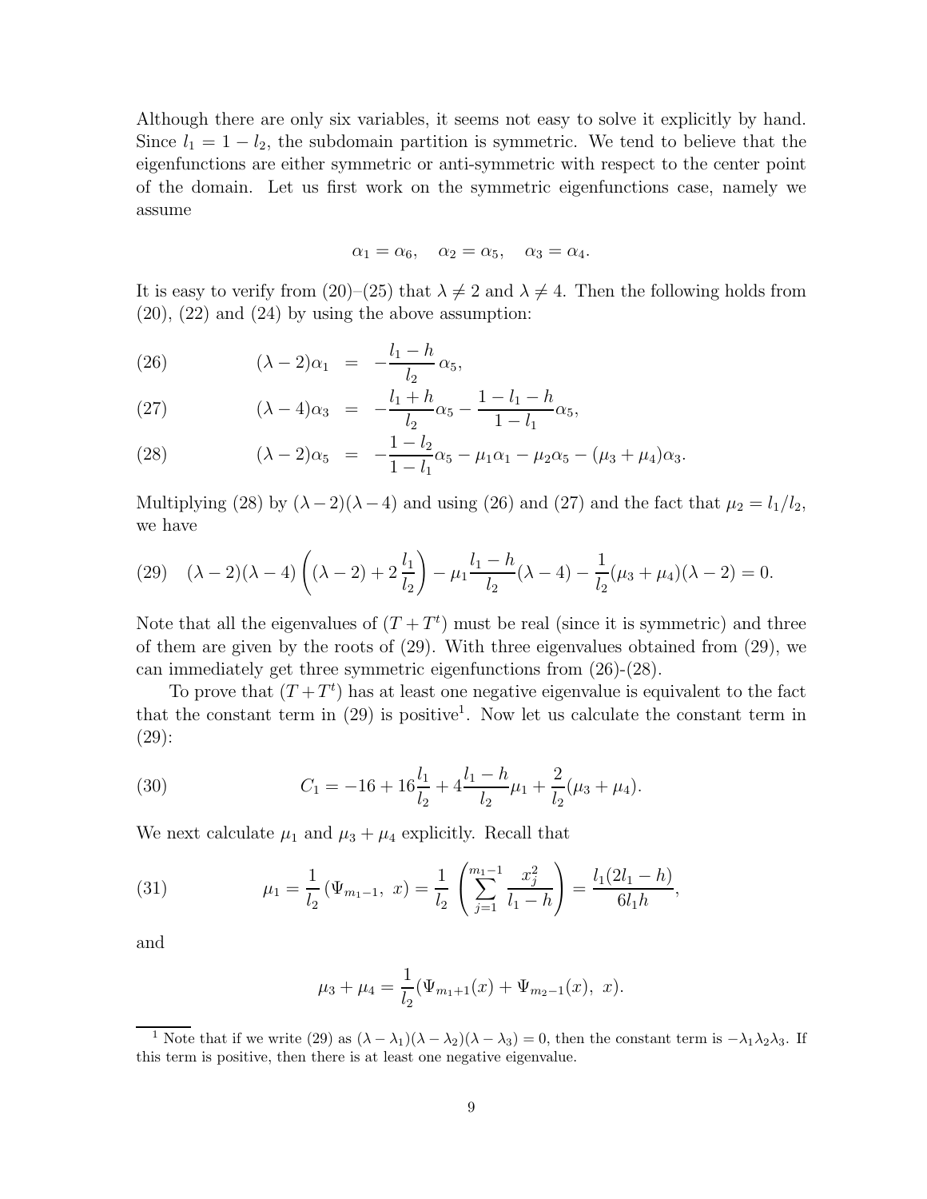Although there are only six variables, it seems not easy to solve it explicitly by hand. Since $l_1 = 1 - l_2$, the subdomain partition is symmetric. We tend to believe that the eigenfunctions are either symmetric or anti-symmetric with respect to the center point of the domain. Let us first work on the symmetric eigenfunctions case, namely we assume

$$\alpha_1 = \alpha_6, \quad \alpha_2 = \alpha_5, \quad \alpha_3 = \alpha_4.$$

It is easy to verify from (20)–(25) that $\lambda \neq 2$ and $\lambda \neq 4$. Then the following holds from (20), (22) and (24) by using the above assumption:

$$(\lambda - 2)\alpha_1 = -\frac{l_1 - h}{l_2}\,\alpha_5, \tag{26}$$

$$(\lambda - 4)\alpha_3 = -\frac{l_1 + h}{l_2}\alpha_5 - \frac{1 - l_1 - h}{1 - l_1}\alpha_5, \tag{27}$$

$$(\lambda - 2)\alpha_5 = -\frac{1 - l_2}{1 - l_1}\alpha_5 - \mu_1\alpha_1 - \mu_2\alpha_5 - (\mu_3 + \mu_4)\alpha_3. \tag{28}$$

Multiplying (28) by $(\lambda - 2)(\lambda - 4)$ and using (26) and (27) and the fact that $\mu_2 = l_1/l_2$, we have

$$(\lambda - 2)(\lambda - 4)\left((\lambda - 2) + 2\,\frac{l_1}{l_2}\right) - \mu_1\frac{l_1 - h}{l_2}(\lambda - 4) - \frac{1}{l_2}(\mu_3 + \mu_4)(\lambda - 2) = 0. \tag{29}$$

Note that all the eigenvalues of $(T + T^t)$ must be real (since it is symmetric) and three of them are given by the roots of (29). With three eigenvalues obtained from (29), we can immediately get three symmetric eigenfunctions from (26)-(28).

To prove that $(T + T^t)$ has at least one negative eigenvalue is equivalent to the fact that the constant term in (29) is positive[1]. Now let us calculate the constant term in (29):

$$C_1 = -16 + 16\frac{l_1}{l_2} + 4\frac{l_1 - h}{l_2}\mu_1 + \frac{2}{l_2}(\mu_3 + \mu_4). \tag{30}$$

We next calculate $\mu_1$ and $\mu_3 + \mu_4$ explicitly. Recall that

$$\mu_1 = \frac{1}{l_2}\left(\Psi_{m_1-1},\ x\right) = \frac{1}{l_2}\left(\sum_{j=1}^{m_1-1}\frac{x_j^2}{l_1 - h}\right) = \frac{l_1(2l_1 - h)}{6l_1 h}, \tag{31}$$

and

$$\mu_3 + \mu_4 = \frac{1}{l_2}(\Psi_{m_1+1}(x) + \Psi_{m_2-1}(x),\ x).$$

[1] Note that if we write (29) as $(\lambda - \lambda_1)(\lambda - \lambda_2)(\lambda - \lambda_3) = 0$, then the constant term is $-\lambda_1\lambda_2\lambda_3$. If this term is positive, then there is at least one negative eigenvalue.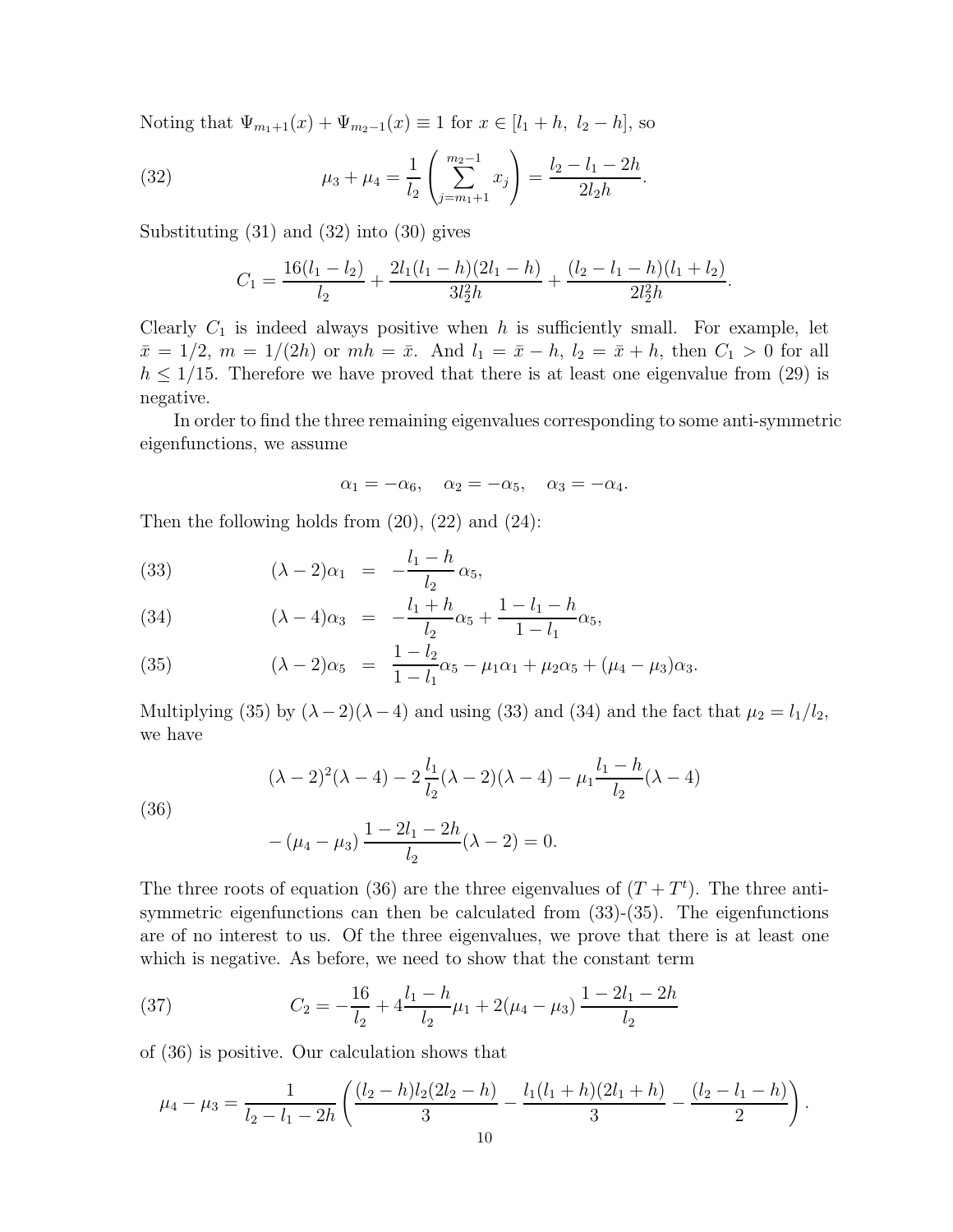Noting that $\Psi_{m_1+1}(x) + \Psi_{m_2-1}(x) \equiv 1$ for $x \in [l_1 + h,\ l_2 - h]$, so

$$\mu_3 + \mu_4 = \frac{1}{l_2}\left(\sum_{j=m_1+1}^{m_2-1} x_j\right) = \frac{l_2 - l_1 - 2h}{2l_2 h}. \tag{32}$$

Substituting (31) and (32) into (30) gives

$$C_1 = \frac{16(l_1 - l_2)}{l_2} + \frac{2l_1(l_1 - h)(2l_1 - h)}{3l_2^2 h} + \frac{(l_2 - l_1 - h)(l_1 + l_2)}{2l_2^2 h}.$$

Clearly $C_1$ is indeed always positive when $h$ is sufficiently small. For example, let $\bar{x} = 1/2$, $m = 1/(2h)$ or $mh = \bar{x}$. And $l_1 = \bar{x} - h$, $l_2 = \bar{x} + h$, then $C_1 > 0$ for all $h \leq 1/15$. Therefore we have proved that there is at least one eigenvalue from (29) is negative.

In order to find the three remaining eigenvalues corresponding to some anti-symmetric eigenfunctions, we assume

$$\alpha_1 = -\alpha_6, \quad \alpha_2 = -\alpha_5, \quad \alpha_3 = -\alpha_4.$$

Then the following holds from (20), (22) and (24):

$$(\lambda - 2)\alpha_1 = -\frac{l_1 - h}{l_2}\,\alpha_5, \tag{33}$$

$$(\lambda - 4)\alpha_3 = -\frac{l_1 + h}{l_2}\alpha_5 + \frac{1 - l_1 - h}{1 - l_1}\alpha_5, \tag{34}$$

$$(\lambda - 2)\alpha_5 = \frac{1 - l_2}{1 - l_1}\alpha_5 - \mu_1\alpha_1 + \mu_2\alpha_5 + (\mu_4 - \mu_3)\alpha_3. \tag{35}$$

Multiplying (35) by $(\lambda - 2)(\lambda - 4)$ and using (33) and (34) and the fact that $\mu_2 = l_1/l_2$, we have

$$\begin{aligned}
&(\lambda - 2)^2(\lambda - 4) - 2\,\frac{l_1}{l_2}(\lambda - 2)(\lambda - 4) - \mu_1\frac{l_1 - h}{l_2}(\lambda - 4) \\
&- (\mu_4 - \mu_3)\,\frac{1 - 2l_1 - 2h}{l_2}(\lambda - 2) = 0.
\end{aligned} \tag{36}$$

The three roots of equation (36) are the three eigenvalues of $(T + T^t)$. The three anti-symmetric eigenfunctions can then be calculated from (33)-(35). The eigenfunctions are of no interest to us. Of the three eigenvalues, we prove that there is at least one which is negative. As before, we need to show that the constant term

$$C_2 = -\frac{16}{l_2} + 4\frac{l_1 - h}{l_2}\mu_1 + 2(\mu_4 - \mu_3)\,\frac{1 - 2l_1 - 2h}{l_2} \tag{37}$$

of (36) is positive. Our calculation shows that

$$\mu_4 - \mu_3 = \frac{1}{l_2 - l_1 - 2h}\left(\frac{(l_2 - h)l_2(2l_2 - h)}{3} - \frac{l_1(l_1 + h)(2l_1 + h)}{3} - \frac{(l_2 - l_1 - h)}{2}\right).$$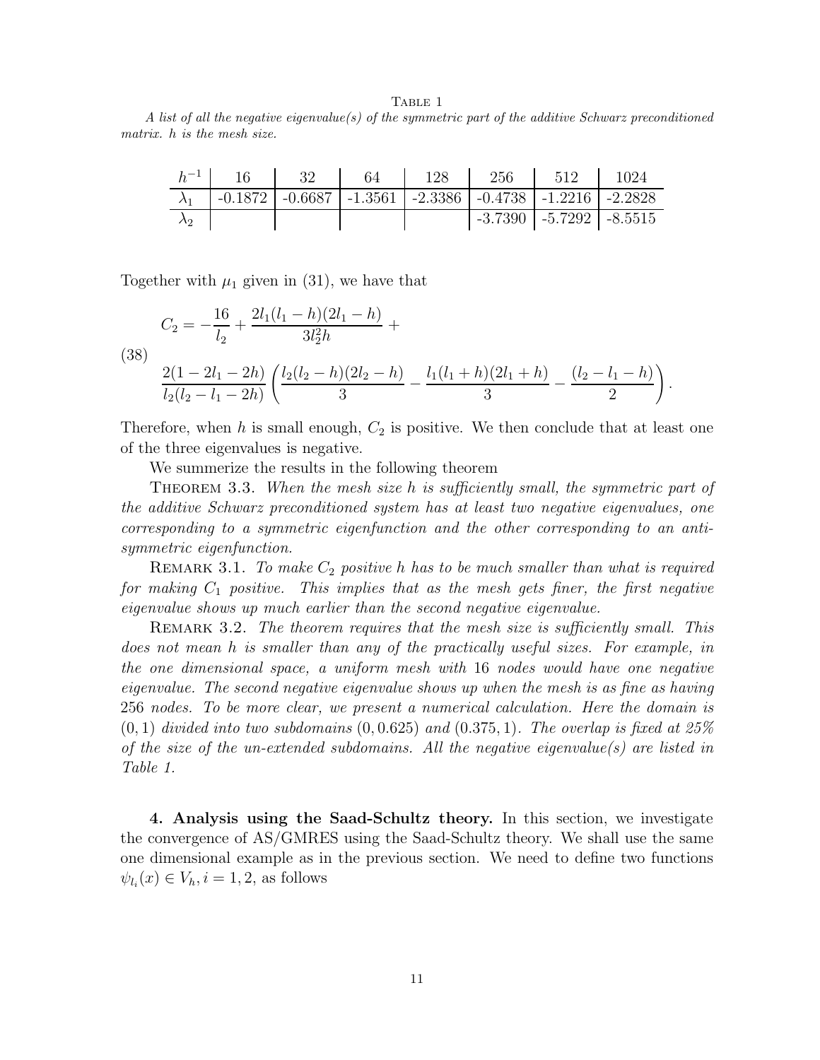Table 1

*A list of all the negative eigenvalue(s) of the symmetric part of the additive Schwarz preconditioned matrix. h is the mesh size.*

| $h^{-1}$ | 16 | 32 | 64 | 128 | 256 | 512 | 1024 |
|---|---|---|---|---|---|---|---|
| $\lambda_1$ | -0.1872 | -0.6687 | -1.3561 | -2.3386 | -0.4738 | -1.2216 | -2.2828 |
| $\lambda_2$ | | | | | -3.7390 | -5.7292 | -8.5515 |

Together with $\mu_1$ given in (31), we have that

$$C_2 = -\frac{16}{l_2} + \frac{2l_1(l_1-h)(2l_1-h)}{3l_2^2 h} + \frac{2(1-2l_1-2h)}{l_2(l_2-l_1-2h)}\left(\frac{l_2(l_2-h)(2l_2-h)}{3} - \frac{l_1(l_1+h)(2l_1+h)}{3} - \frac{(l_2-l_1-h)}{2}\right). \tag{38}$$

Therefore, when $h$ is small enough, $C_2$ is positive. We then conclude that at least one of the three eigenvalues is negative.

We summerize the results in the following theorem

Theorem 3.3. *When the mesh size $h$ is sufficiently small, the symmetric part of the additive Schwarz preconditioned system has at least two negative eigenvalues, one corresponding to a symmetric eigenfunction and the other corresponding to an anti-symmetric eigenfunction.*

Remark 3.1. *To make $C_2$ positive $h$ has to be much smaller than what is required for making $C_1$ positive. This implies that as the mesh gets finer, the first negative eigenvalue shows up much earlier than the second negative eigenvalue.*

Remark 3.2. *The theorem requires that the mesh size is sufficiently small. This does not mean $h$ is smaller than any of the practically useful sizes. For example, in the one dimensional space, a uniform mesh with 16 nodes would have one negative eigenvalue. The second negative eigenvalue shows up when the mesh is as fine as having 256 nodes. To be more clear, we present a numerical calculation. Here the domain is $(0,1)$ divided into two subdomains $(0,0.625)$ and $(0.375,1)$. The overlap is fixed at 25% of the size of the un-extended subdomains. All the negative eigenvalue(s) are listed in Table 1.*

**4. Analysis using the Saad-Schultz theory.** In this section, we investigate the convergence of AS/GMRES using the Saad-Schultz theory. We shall use the same one dimensional example as in the previous section. We need to define two functions $\psi_{l_i}(x) \in V_h, i = 1,2$, as follows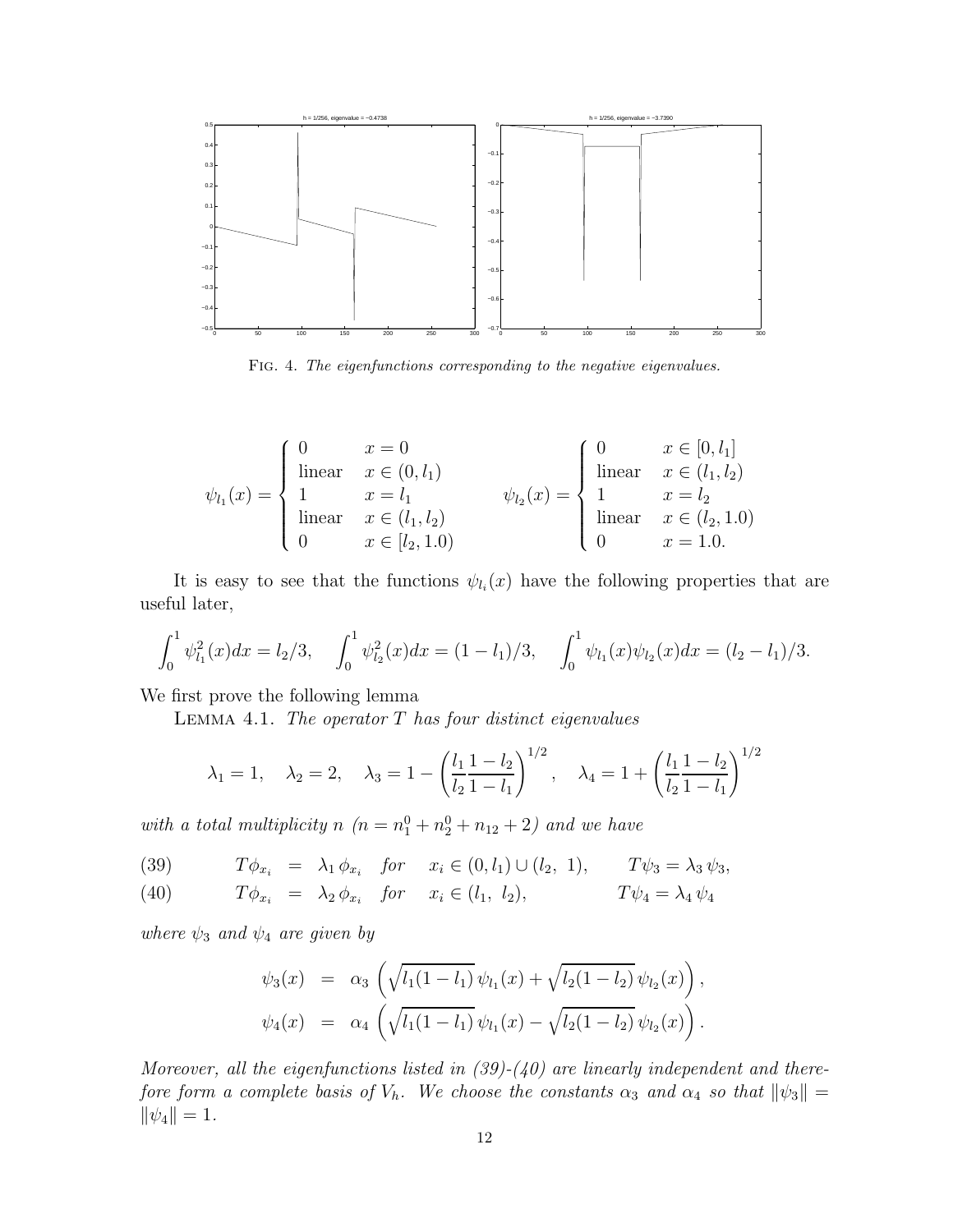FIG. 4. *The eigenfunctions corresponding to the negative eigenvalues.*

$$
\psi_{l_1}(x) = \begin{cases} 0 & x = 0 \\ \text{linear} & x \in (0, l_1) \\ 1 & x = l_1 \\ \text{linear} & x \in (l_1, l_2) \\ 0 & x \in [l_2, 1.0) \end{cases} \qquad \psi_{l_2}(x) = \begin{cases} 0 & x \in [0, l_1] \\ \text{linear} & x \in (l_1, l_2) \\ 1 & x = l_2 \\ \text{linear} & x \in (l_2, 1.0) \\ 0 & x = 1.0. \end{cases}
$$

It is easy to see that the functions $\psi_{l_i}(x)$ have the following properties that are useful later,

$$
\int_0^1 \psi_{l_1}^2(x)dx = l_2/3, \quad \int_0^1 \psi_{l_2}^2(x)dx = (1 - l_1)/3, \quad \int_0^1 \psi_{l_1}(x)\psi_{l_2}(x)dx = (l_2 - l_1)/3.
$$

We first prove the following lemma

LEMMA 4.1. *The operator $T$ has four distinct eigenvalues*

$$
\lambda_1 = 1, \quad \lambda_2 = 2, \quad \lambda_3 = 1 - \left(\frac{l_1}{l_2}\frac{1-l_2}{1-l_1}\right)^{1/2}, \quad \lambda_4 = 1 + \left(\frac{l_1}{l_2}\frac{1-l_2}{1-l_1}\right)^{1/2}
$$

*with a total multiplicity $n$ ($n = n_1^0 + n_2^0 + n_{12} + 2$) and we have*

$$
\begin{aligned}
(39) \qquad T\phi_{x_i} &= \lambda_1 \phi_{x_i} \quad \text{for} \quad x_i \in (0, l_1) \cup (l_2,\ 1), \qquad T\psi_3 = \lambda_3 \psi_3, \\
(40) \qquad T\phi_{x_i} &= \lambda_2 \phi_{x_i} \quad \text{for} \quad x_i \in (l_1,\ l_2), \qquad\qquad\quad T\psi_4 = \lambda_4 \psi_4
\end{aligned}
$$

*where $\psi_3$ and $\psi_4$ are given by*

$$
\begin{aligned}
\psi_3(x) &= \alpha_3 \left( \sqrt{l_1(1-l_1)}\, \psi_{l_1}(x) + \sqrt{l_2(1-l_2)}\, \psi_{l_2}(x) \right), \\
\psi_4(x) &= \alpha_4 \left( \sqrt{l_1(1-l_1)}\, \psi_{l_1}(x) - \sqrt{l_2(1-l_2)}\, \psi_{l_2}(x) \right).
\end{aligned}
$$

*Moreover, all the eigenfunctions listed in (39)-(40) are linearly independent and therefore form a complete basis of $V_h$. We choose the constants $\alpha_3$ and $\alpha_4$ so that $\|\psi_3\| = \|\psi_4\| = 1$.*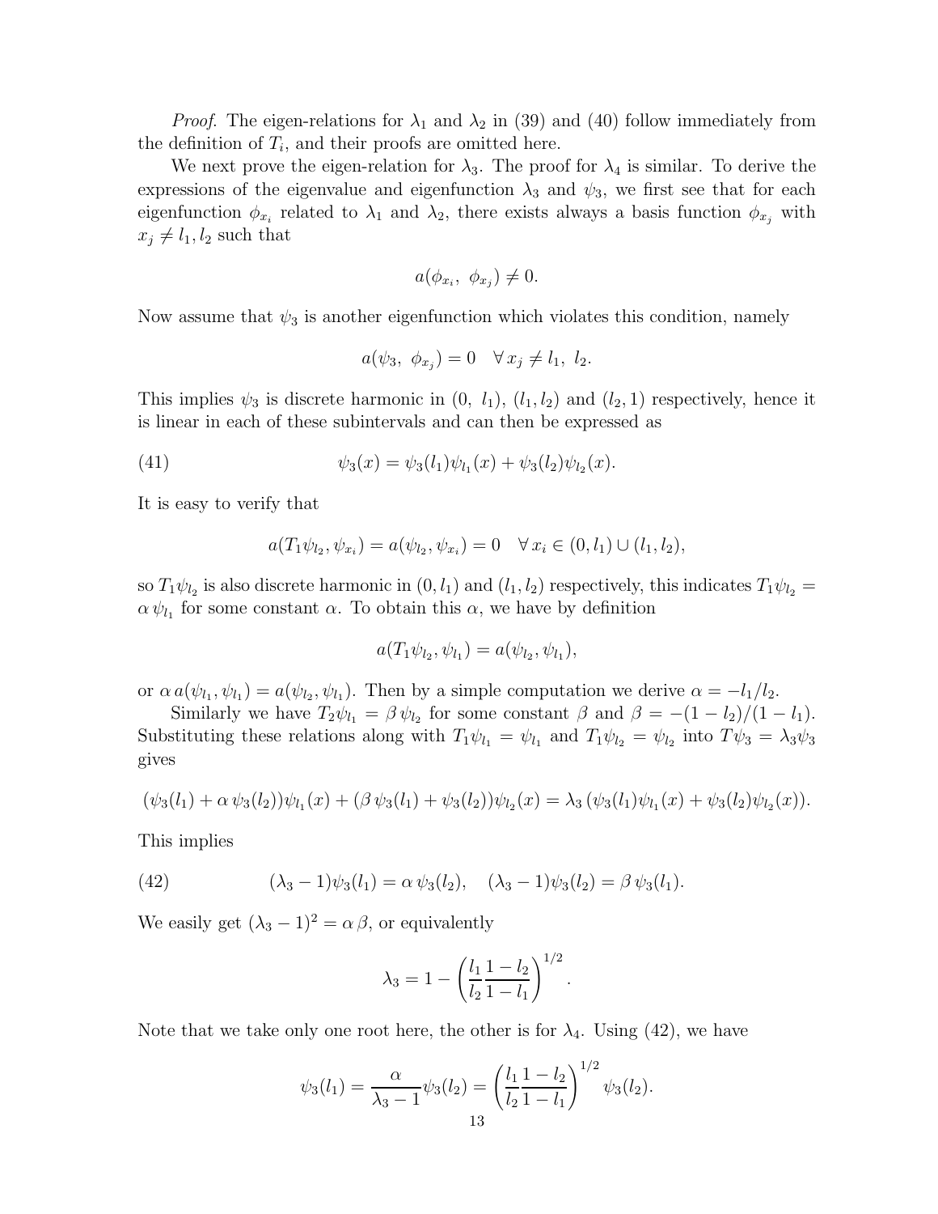*Proof.* The eigen-relations for $\lambda_1$ and $\lambda_2$ in (39) and (40) follow immediately from the definition of $T_i$, and their proofs are omitted here.

We next prove the eigen-relation for $\lambda_3$. The proof for $\lambda_4$ is similar. To derive the expressions of the eigenvalue and eigenfunction $\lambda_3$ and $\psi_3$, we first see that for each eigenfunction $\phi_{x_i}$ related to $\lambda_1$ and $\lambda_2$, there exists always a basis function $\phi_{x_j}$ with $x_j \neq l_1, l_2$ such that

$$a(\phi_{x_i},\ \phi_{x_j}) \neq 0.$$

Now assume that $\psi_3$ is another eigenfunction which violates this condition, namely

$$a(\psi_3,\ \phi_{x_j}) = 0 \quad \forall\, x_j \neq l_1,\ l_2.$$

This implies $\psi_3$ is discrete harmonic in $(0,\ l_1)$, $(l_1, l_2)$ and $(l_2, 1)$ respectively, hence it is linear in each of these subintervals and can then be expressed as

$$\psi_3(x) = \psi_3(l_1)\psi_{l_1}(x) + \psi_3(l_2)\psi_{l_2}(x). \tag{41}$$

It is easy to verify that

$$a(T_1\psi_{l_2}, \psi_{x_i}) = a(\psi_{l_2}, \psi_{x_i}) = 0 \quad \forall\, x_i \in (0, l_1) \cup (l_1, l_2),$$

so $T_1\psi_{l_2}$ is also discrete harmonic in $(0, l_1)$ and $(l_1, l_2)$ respectively, this indicates $T_1\psi_{l_2} = \alpha\, \psi_{l_1}$ for some constant $\alpha$. To obtain this $\alpha$, we have by definition

$$a(T_1\psi_{l_2}, \psi_{l_1}) = a(\psi_{l_2}, \psi_{l_1}),$$

or $\alpha\, a(\psi_{l_1}, \psi_{l_1}) = a(\psi_{l_2}, \psi_{l_1})$. Then by a simple computation we derive $\alpha = -l_1/l_2$.

Similarly we have $T_2\psi_{l_1} = \beta\, \psi_{l_2}$ for some constant $\beta$ and $\beta = -(1-l_2)/(1-l_1)$. Substituting these relations along with $T_1\psi_{l_1} = \psi_{l_1}$ and $T_1\psi_{l_2} = \psi_{l_2}$ into $T\psi_3 = \lambda_3\psi_3$ gives

$$(\psi_3(l_1) + \alpha\, \psi_3(l_2))\psi_{l_1}(x) + (\beta\, \psi_3(l_1) + \psi_3(l_2))\psi_{l_2}(x) = \lambda_3\, (\psi_3(l_1)\psi_{l_1}(x) + \psi_3(l_2)\psi_{l_2}(x)).$$

This implies

$$(\lambda_3 - 1)\psi_3(l_1) = \alpha\, \psi_3(l_2), \quad (\lambda_3 - 1)\psi_3(l_2) = \beta\, \psi_3(l_1). \tag{42}$$

We easily get $(\lambda_3 - 1)^2 = \alpha\, \beta$, or equivalently

$$\lambda_3 = 1 - \left(\frac{l_1}{l_2}\frac{1-l_2}{1-l_1}\right)^{1/2}.$$

Note that we take only one root here, the other is for $\lambda_4$. Using (42), we have

$$\psi_3(l_1) = \frac{\alpha}{\lambda_3 - 1}\psi_3(l_2) = \left(\frac{l_1}{l_2}\frac{1-l_2}{1-l_1}\right)^{1/2} \psi_3(l_2).$$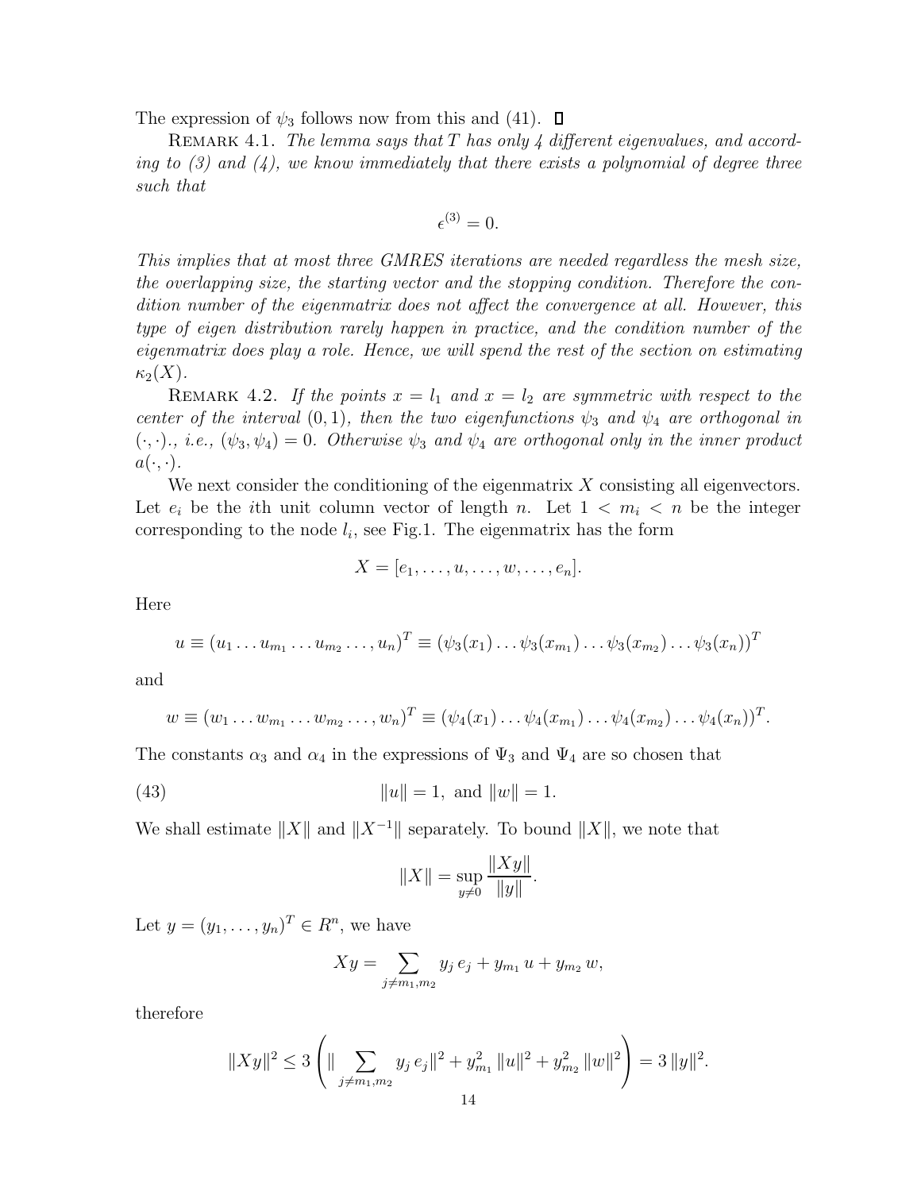The expression of $\psi_3$ follows now from this and (41). ☐

REMARK 4.1. *The lemma says that $T$ has only 4 different eigenvalues, and according to (3) and (4), we know immediately that there exists a polynomial of degree three such that*

$$\epsilon^{(3)} = 0.$$

*This implies that at most three GMRES iterations are needed regardless the mesh size, the overlapping size, the starting vector and the stopping condition. Therefore the condition number of the eigenmatrix does not affect the convergence at all. However, this type of eigen distribution rarely happen in practice, and the condition number of the eigenmatrix does play a role. Hence, we will spend the rest of the section on estimating $\kappa_2(X)$.*

REMARK 4.2. *If the points $x = l_1$ and $x = l_2$ are symmetric with respect to the center of the interval $(0, 1)$, then the two eigenfunctions $\psi_3$ and $\psi_4$ are orthogonal in $(\cdot, \cdot)$., i.e., $(\psi_3, \psi_4) = 0$. Otherwise $\psi_3$ and $\psi_4$ are orthogonal only in the inner product $a(\cdot, \cdot)$.*

We next consider the conditioning of the eigenmatrix $X$ consisting all eigenvectors. Let $e_i$ be the $i$th unit column vector of length $n$. Let $1 < m_i < n$ be the integer corresponding to the node $l_i$, see Fig.1. The eigenmatrix has the form

$$X = [e_1, \ldots, u, \ldots, w, \ldots, e_n].$$

Here

$$u \equiv (u_1 \ldots u_{m_1} \ldots u_{m_2} \ldots, u_n)^T \equiv (\psi_3(x_1) \ldots \psi_3(x_{m_1}) \ldots \psi_3(x_{m_2}) \ldots \psi_3(x_n))^T$$

and

$$w \equiv (w_1 \ldots w_{m_1} \ldots w_{m_2} \ldots, w_n)^T \equiv (\psi_4(x_1) \ldots \psi_4(x_{m_1}) \ldots \psi_4(x_{m_2}) \ldots \psi_4(x_n))^T.$$

The constants $\alpha_3$ and $\alpha_4$ in the expressions of $\Psi_3$ and $\Psi_4$ are so chosen that

$$\|u\| = 1, \text{ and } \|w\| = 1. \tag{43}$$

We shall estimate $\|X\|$ and $\|X^{-1}\|$ separately. To bound $\|X\|$, we note that

$$\|X\| = \sup_{y \neq 0} \frac{\|Xy\|}{\|y\|}.$$

Let $y = (y_1, \ldots, y_n)^T \in R^n$, we have

$$Xy = \sum_{j \neq m_1, m_2} y_j \, e_j + y_{m_1} \, u + y_{m_2} \, w,$$

therefore

$$\|Xy\|^2 \leq 3 \left( \| \sum_{j \neq m_1, m_2} y_j \, e_j \|^2 + y_{m_1}^2 \, \|u\|^2 + y_{m_2}^2 \, \|w\|^2 \right) = 3 \, \|y\|^2.$$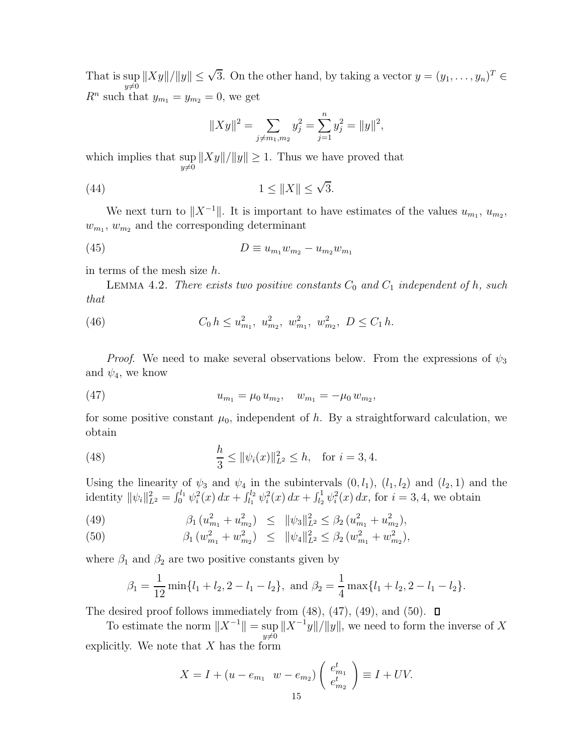That is $\sup_{y\neq 0} \|Xy\|/\|y\| \leq \sqrt{3}$. On the other hand, by taking a vector $y = (y_1, \ldots, y_n)^T \in R^n$ such that $y_{m_1} = y_{m_2} = 0$, we get

$$\|Xy\|^2 = \sum_{j\neq m_1, m_2} y_j^2 = \sum_{j=1}^{n} y_j^2 = \|y\|^2,$$

which implies that $\sup_{y\neq 0} \|Xy\|/\|y\| \geq 1$. Thus we have proved that

$$1 \leq \|X\| \leq \sqrt{3}. \tag{44}$$

We next turn to $\|X^{-1}\|$. It is important to have estimates of the values $u_{m_1}$, $u_{m_2}$, $w_{m_1}$, $w_{m_2}$ and the corresponding determinant

$$D \equiv u_{m_1} w_{m_2} - u_{m_2} w_{m_1} \tag{45}$$

in terms of the mesh size $h$.

Lemma 4.2. *There exists two positive constants $C_0$ and $C_1$ independent of $h$, such that*

$$C_0\, h \leq u_{m_1}^2,\ u_{m_2}^2,\ w_{m_1}^2,\ w_{m_2}^2,\ D \leq C_1\, h. \tag{46}$$

*Proof*. We need to make several observations below. From the expressions of $\psi_3$ and $\psi_4$, we know

$$u_{m_1} = \mu_0\, u_{m_2}, \quad w_{m_1} = -\mu_0\, w_{m_2}, \tag{47}$$

for some positive constant $\mu_0$, independent of $h$. By a straightforward calculation, we obtain

$$\frac{h}{3} \leq \|\psi_i(x)\|_{L^2}^2 \leq h, \quad \text{for } i = 3, 4. \tag{48}$$

Using the linearity of $\psi_3$ and $\psi_4$ in the subintervals $(0, l_1)$, $(l_1, l_2)$ and $(l_2, 1)$ and the identity $\|\psi_i\|_{L^2}^2 = \int_0^{l_1} \psi_i^2(x)\, dx + \int_{l_1}^{l_2} \psi_i^2(x)\, dx + \int_{l_2}^{1} \psi_i^2(x)\, dx$, for $i = 3, 4$, we obtain

$$\beta_1\, (u_{m_1}^2 + u_{m_2}^2) \;\leq\; \|\psi_3\|_{L^2}^2 \leq \beta_2\, (u_{m_1}^2 + u_{m_2}^2), \tag{49}$$

$$\beta_1\, (w_{m_1}^2 + w_{m_2}^2) \;\leq\; \|\psi_4\|_{L^2}^2 \leq \beta_2\, (w_{m_1}^2 + w_{m_2}^2), \tag{50}$$

where $\beta_1$ and $\beta_2$ are two positive constants given by

$$\beta_1 = \frac{1}{12} \min\{l_1 + l_2, 2 - l_1 - l_2\}, \text{ and } \beta_2 = \frac{1}{4} \max\{l_1 + l_2, 2 - l_1 - l_2\}.$$

The desired proof follows immediately from (48), (47), (49), and (50). $\square$

To estimate the norm $\|X^{-1}\| = \sup_{y\neq 0} \|X^{-1}y\|/\|y\|$, we need to form the inverse of $X$ explicitly. We note that $X$ has the form

$$X = I + (u - e_{m_1} \quad w - e_{m_2}) \begin{pmatrix} e_{m_1}^t \\ e_{m_2}^t \end{pmatrix} \equiv I + UV.$$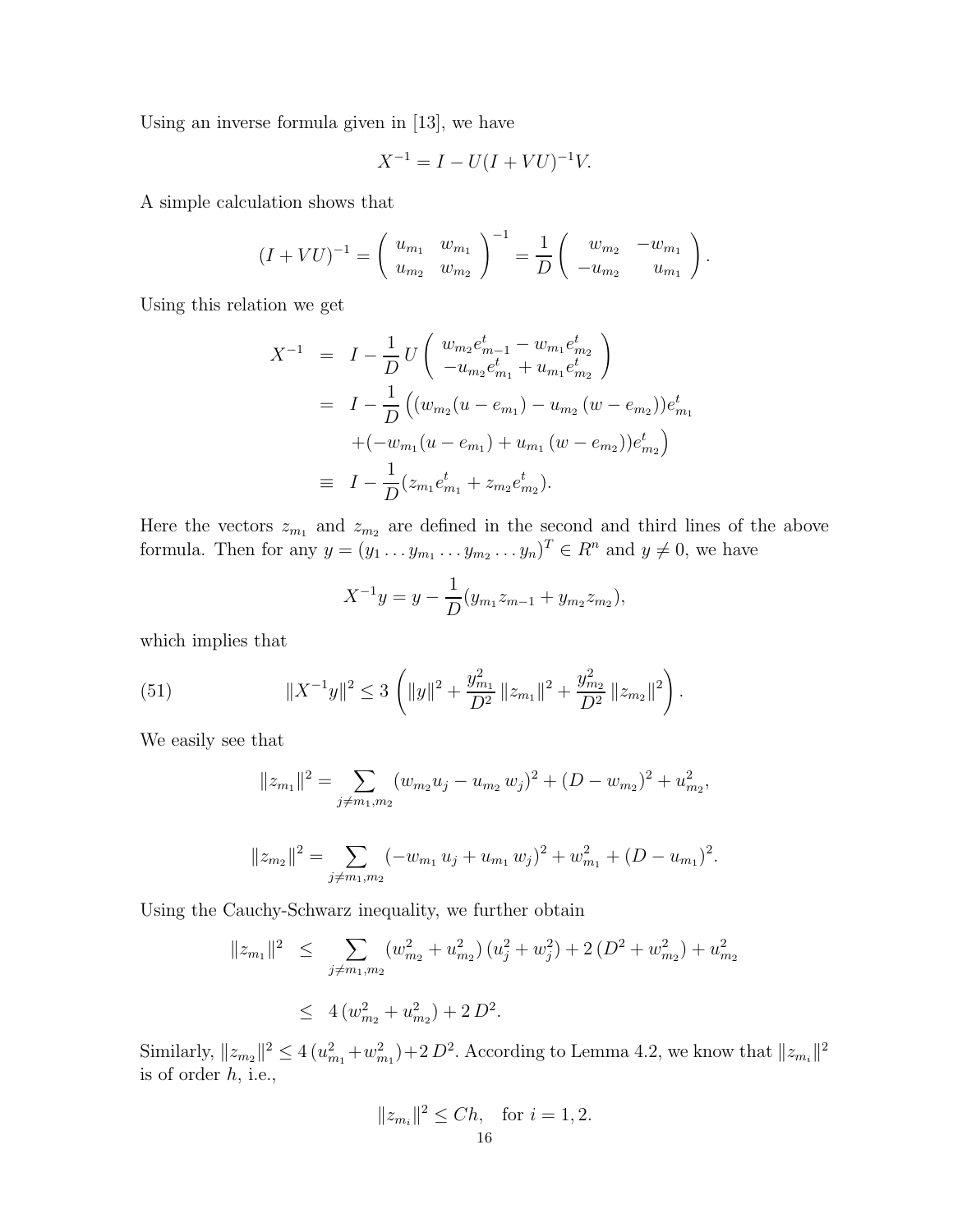Using an inverse formula given in [13], we have

$$X^{-1} = I - U(I + VU)^{-1}V.$$

A simple calculation shows that

$$(I + VU)^{-1} = \begin{pmatrix} u_{m_1} & w_{m_1} \\ u_{m_2} & w_{m_2} \end{pmatrix}^{-1} = \frac{1}{D} \begin{pmatrix} w_{m_2} & -w_{m_1} \\ -u_{m_2} & u_{m_1} \end{pmatrix}.$$

Using this relation we get

$$\begin{aligned}
X^{-1} &= I - \frac{1}{D} U \begin{pmatrix} w_{m_2} e^t_{m-1} - w_{m_1} e^t_{m_2} \\ -u_{m_2} e^t_{m_1} + u_{m_1} e^t_{m_2} \end{pmatrix} \\
&= I - \frac{1}{D} \Big( (w_{m_2}(u - e_{m_1}) - u_{m_2}\,(w - e_{m_2}))e^t_{m_1} \\
&\quad + (-w_{m_1}(u - e_{m_1}) + u_{m_1}\,(w - e_{m_2}))e^t_{m_2} \Big) \\
&\equiv I - \frac{1}{D}(z_{m_1} e^t_{m_1} + z_{m_2} e^t_{m_2}).
\end{aligned}$$

Here the vectors $z_{m_1}$ and $z_{m_2}$ are defined in the second and third lines of the above formula. Then for any $y = (y_1 \dots y_{m_1} \dots y_{m_2} \dots y_n)^T \in R^n$ and $y \neq 0$, we have

$$X^{-1} y = y - \frac{1}{D}(y_{m_1} z_{m-1} + y_{m_2} z_{m_2}),$$

which implies that

$$\|X^{-1} y\|^2 \leq 3 \left( \|y\|^2 + \frac{y^2_{m_1}}{D^2} \|z_{m_1}\|^2 + \frac{y^2_{m_2}}{D^2} \|z_{m_2}\|^2 \right). \tag{51}$$

We easily see that

$$\|z_{m_1}\|^2 = \sum_{j \neq m_1, m_2} (w_{m_2} u_j - u_{m_2}\, w_j)^2 + (D - w_{m_2})^2 + u^2_{m_2},$$

$$\|z_{m_2}\|^2 = \sum_{j \neq m_1, m_2} (-w_{m_1}\, u_j + u_{m_1}\, w_j)^2 + w^2_{m_1} + (D - u_{m_1})^2.$$

Using the Cauchy-Schwarz inequality, we further obtain

$$\begin{aligned}
\|z_{m_1}\|^2 &\leq \sum_{j \neq m_1, m_2} (w^2_{m_2} + u^2_{m_2})\,(u^2_j + w^2_j) + 2\,(D^2 + w^2_{m_2}) + u^2_{m_2} \\
&\leq 4\,(w^2_{m_2} + u^2_{m_2}) + 2\,D^2.
\end{aligned}$$

Similarly, $\|z_{m_2}\|^2 \leq 4\,(u^2_{m_1} + w^2_{m_1}) + 2\,D^2$. According to Lemma 4.2, we know that $\|z_{m_i}\|^2$ is of order $h$, i.e.,

$$\|z_{m_i}\|^2 \leq Ch, \quad \text{for } i = 1, 2.$$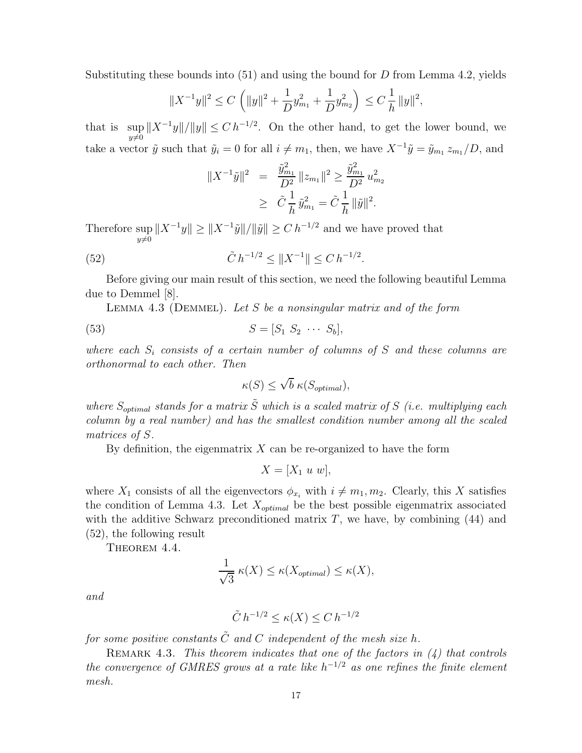Substituting these bounds into (51) and using the bound for $D$ from Lemma 4.2, yields

$$\|X^{-1}y\|^2 \leq C\left(\|y\|^2 + \frac{1}{D}y_{m_1}^2 + \frac{1}{D}y_{m_2}^2\right) \leq C\,\frac{1}{h}\,\|y\|^2,$$

that is $\sup_{y\neq 0}\|X^{-1}y\|/\|y\| \leq C\,h^{-1/2}$. On the other hand, to get the lower bound, we take a vector $\tilde{y}$ such that $\tilde{y}_i = 0$ for all $i \neq m_1$, then, we have $X^{-1}\tilde{y} = \tilde{y}_{m_1}\,z_{m_1}/D$, and

$$\begin{aligned}
\|X^{-1}\tilde{y}\|^2 &= \frac{\tilde{y}_{m_1}^2}{D^2}\,\|z_{m_1}\|^2 \geq \frac{\tilde{y}_{m_1}^2}{D^2}\,u_{m_2}^2 \\
&\geq \tilde{C}\,\frac{1}{h}\,\tilde{y}_{m_1}^2 = \tilde{C}\,\frac{1}{h}\,\|\tilde{y}\|^2.
\end{aligned}$$

Therefore $\sup_{y\neq 0}\|X^{-1}y\| \geq \|X^{-1}\tilde{y}\|/\|\tilde{y}\| \geq C\,h^{-1/2}$ and we have proved that

$$\tilde{C}\,h^{-1/2} \leq \|X^{-1}\| \leq C\,h^{-1/2}. \tag{52}$$

Before giving our main result of this section, we need the following beautiful Lemma due to Demmel [8].

Lemma 4.3 (Demmel). *Let $S$ be a nonsingular matrix and of the form*

$$S = [S_1\ S_2\ \cdots\ S_b], \tag{53}$$

*where each $S_i$ consists of a certain number of columns of $S$ and these columns are orthonormal to each other. Then*

$$\kappa(S) \leq \sqrt{b}\,\kappa(S_{optimal}),$$

*where $S_{optimal}$ stands for a matrix $\tilde{S}$ which is a scaled matrix of $S$ (i.e. multiplying each column by a real number) and has the smallest condition number among all the scaled matrices of $S$.*

By definition, the eigenmatrix $X$ can be re-organized to have the form

$$X = [X_1\ u\ w],$$

where $X_1$ consists of all the eigenvectors $\phi_{x_i}$ with $i \neq m_1, m_2$. Clearly, this $X$ satisfies the condition of Lemma 4.3. Let $X_{optimal}$ be the best possible eigenmatrix associated with the additive Schwarz preconditioned matrix $T$, we have, by combining (44) and (52), the following result

Theorem 4.4.

$$\frac{1}{\sqrt{3}}\,\kappa(X) \leq \kappa(X_{optimal}) \leq \kappa(X),$$

*and*

$$\tilde{C}\,h^{-1/2} \leq \kappa(X) \leq C\,h^{-1/2}$$

*for some positive constants $\tilde{C}$ and $C$ independent of the mesh size $h$.*

Remark 4.3. *This theorem indicates that one of the factors in (4) that controls the convergence of GMRES grows at a rate like $h^{-1/2}$ as one refines the finite element mesh.*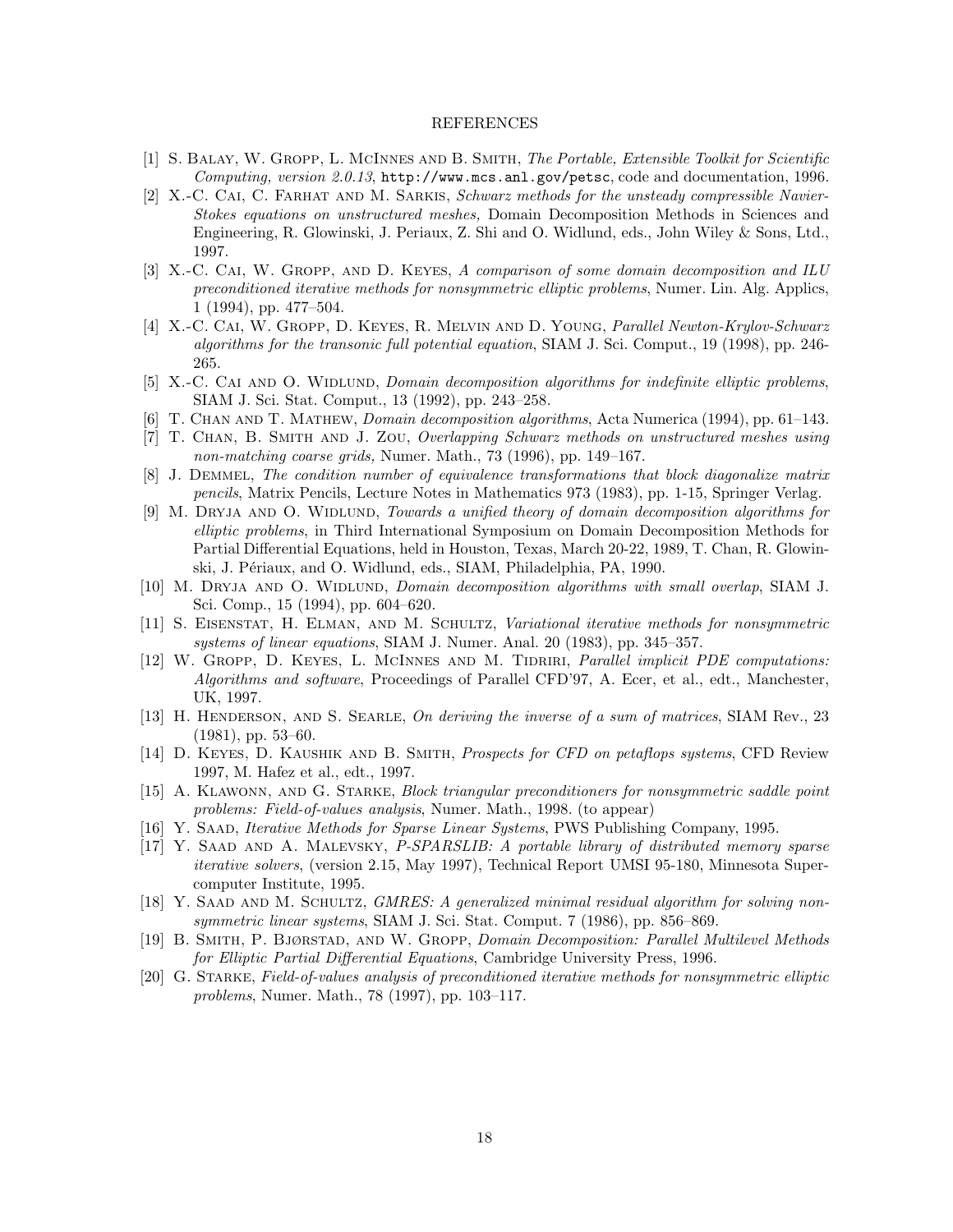# REFERENCES

[1] S. Balay, W. Gropp, L. McInnes and B. Smith, *The Portable, Extensible Toolkit for Scientific Computing, version 2.0.13*, `http://www.mcs.anl.gov/petsc`, code and documentation, 1996.

[2] X.-C. Cai, C. Farhat and M. Sarkis, *Schwarz methods for the unsteady compressible Navier-Stokes equations on unstructured meshes,* Domain Decomposition Methods in Sciences and Engineering, R. Glowinski, J. Periaux, Z. Shi and O. Widlund, eds., John Wiley & Sons, Ltd., 1997.

[3] X.-C. Cai, W. Gropp, and D. Keyes, *A comparison of some domain decomposition and ILU preconditioned iterative methods for nonsymmetric elliptic problems*, Numer. Lin. Alg. Applics, 1 (1994), pp. 477–504.

[4] X.-C. Cai, W. Gropp, D. Keyes, R. Melvin and D. Young, *Parallel Newton-Krylov-Schwarz algorithms for the transonic full potential equation*, SIAM J. Sci. Comput., 19 (1998), pp. 246-265.

[5] X.-C. Cai and O. Widlund, *Domain decomposition algorithms for indefinite elliptic problems*, SIAM J. Sci. Stat. Comput., 13 (1992), pp. 243–258.

[6] T. Chan and T. Mathew, *Domain decomposition algorithms*, Acta Numerica (1994), pp. 61–143.

[7] T. Chan, B. Smith and J. Zou, *Overlapping Schwarz methods on unstructured meshes using non-matching coarse grids,* Numer. Math., 73 (1996), pp. 149–167.

[8] J. Demmel, *The condition number of equivalence transformations that block diagonalize matrix pencils*, Matrix Pencils, Lecture Notes in Mathematics 973 (1983), pp. 1-15, Springer Verlag.

[9] M. Dryja and O. Widlund, *Towards a unified theory of domain decomposition algorithms for elliptic problems*, in Third International Symposium on Domain Decomposition Methods for Partial Differential Equations, held in Houston, Texas, March 20-22, 1989, T. Chan, R. Glowinski, J. Périaux, and O. Widlund, eds., SIAM, Philadelphia, PA, 1990.

[10] M. Dryja and O. Widlund, *Domain decomposition algorithms with small overlap*, SIAM J. Sci. Comp., 15 (1994), pp. 604–620.

[11] S. Eisenstat, H. Elman, and M. Schultz, *Variational iterative methods for nonsymmetric systems of linear equations*, SIAM J. Numer. Anal. 20 (1983), pp. 345–357.

[12] W. Gropp, D. Keyes, L. McInnes and M. Tidriri, *Parallel implicit PDE computations: Algorithms and software*, Proceedings of Parallel CFD'97, A. Ecer, et al., edt., Manchester, UK, 1997.

[13] H. Henderson, and S. Searle, *On deriving the inverse of a sum of matrices*, SIAM Rev., 23 (1981), pp. 53–60.

[14] D. Keyes, D. Kaushik and B. Smith, *Prospects for CFD on petaflops systems*, CFD Review 1997, M. Hafez et al., edt., 1997.

[15] A. Klawonn, and G. Starke, *Block triangular preconditioners for nonsymmetric saddle point problems: Field-of-values analysis*, Numer. Math., 1998. (to appear)

[16] Y. Saad, *Iterative Methods for Sparse Linear Systems*, PWS Publishing Company, 1995.

[17] Y. Saad and A. Malevsky, *P-SPARSLIB: A portable library of distributed memory sparse iterative solvers*, (version 2.15, May 1997), Technical Report UMSI 95-180, Minnesota Supercomputer Institute, 1995.

[18] Y. Saad and M. Schultz, *GMRES: A generalized minimal residual algorithm for solving nonsymmetric linear systems*, SIAM J. Sci. Stat. Comput. 7 (1986), pp. 856–869.

[19] B. Smith, P. Bjørstad, and W. Gropp, *Domain Decomposition: Parallel Multilevel Methods for Elliptic Partial Differential Equations*, Cambridge University Press, 1996.

[20] G. Starke, *Field-of-values analysis of preconditioned iterative methods for nonsymmetric elliptic problems*, Numer. Math., 78 (1997), pp. 103–117.